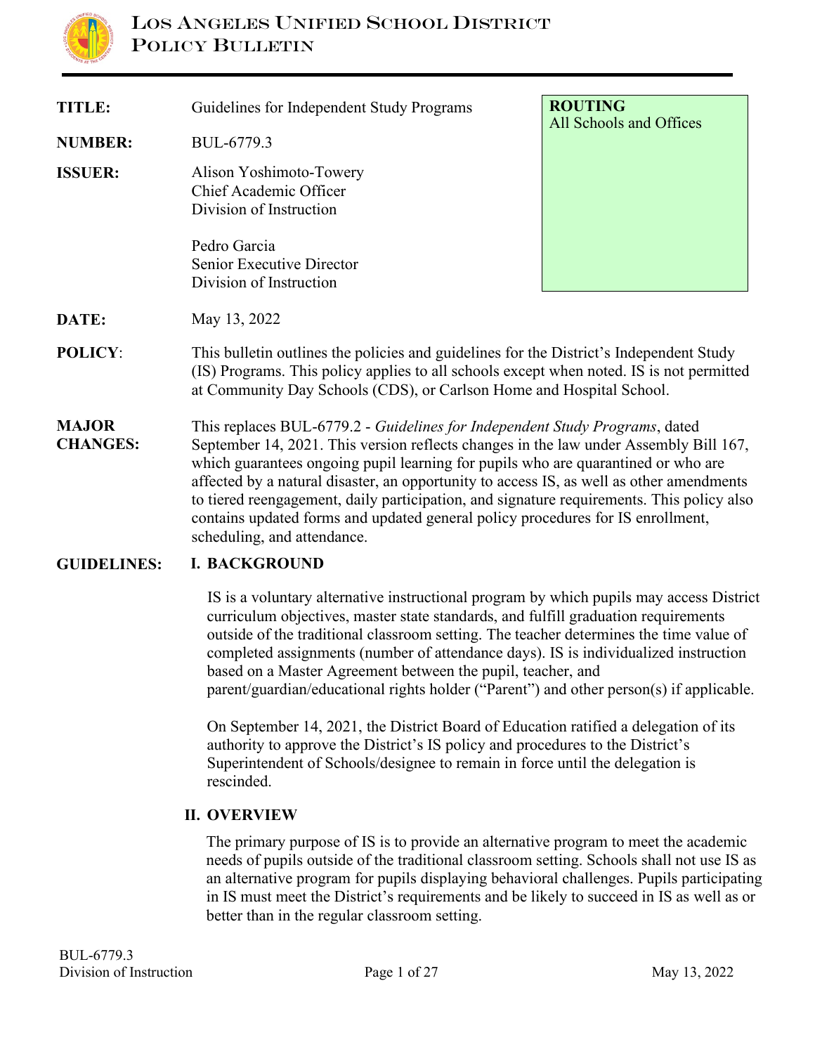# LOS ANGELES UNIFIED SCHOOL DISTRICT
## POLICY BULLETIN

**ROUTING**
All Schools and Offices

**TITLE:** Guidelines for Independent Study Programs

**NUMBER:** BUL-6779.3

**ISSUER:** Alison Yoshimoto-Towery
Chief Academic Officer
Division of Instruction

Pedro Garcia
Senior Executive Director
Division of Instruction

**DATE:** May 13, 2022

**POLICY:** This bulletin outlines the policies and guidelines for the District's Independent Study (IS) Programs. This policy applies to all schools except when noted. IS is not permitted at Community Day Schools (CDS), or Carlson Home and Hospital School.

**MAJOR CHANGES:** This replaces BUL-6779.2 - *Guidelines for Independent Study Programs*, dated September 14, 2021. This version reflects changes in the law under Assembly Bill 167, which guarantees ongoing pupil learning for pupils who are quarantined or who are affected by a natural disaster, an opportunity to access IS, as well as other amendments to tiered reengagement, daily participation, and signature requirements. This policy also contains updated forms and updated general policy procedures for IS enrollment, scheduling, and attendance.

**GUIDELINES:**

### I. BACKGROUND

IS is a voluntary alternative instructional program by which pupils may access District curriculum objectives, master state standards, and fulfill graduation requirements outside of the traditional classroom setting. The teacher determines the time value of completed assignments (number of attendance days). IS is individualized instruction based on a Master Agreement between the pupil, teacher, and parent/guardian/educational rights holder ("Parent") and other person(s) if applicable.

On September 14, 2021, the District Board of Education ratified a delegation of its authority to approve the District's IS policy and procedures to the District's Superintendent of Schools/designee to remain in force until the delegation is rescinded.

### II. OVERVIEW

The primary purpose of IS is to provide an alternative program to meet the academic needs of pupils outside of the traditional classroom setting. Schools shall not use IS as an alternative program for pupils displaying behavioral challenges. Pupils participating in IS must meet the District's requirements and be likely to succeed in IS as well as or better than in the regular classroom setting.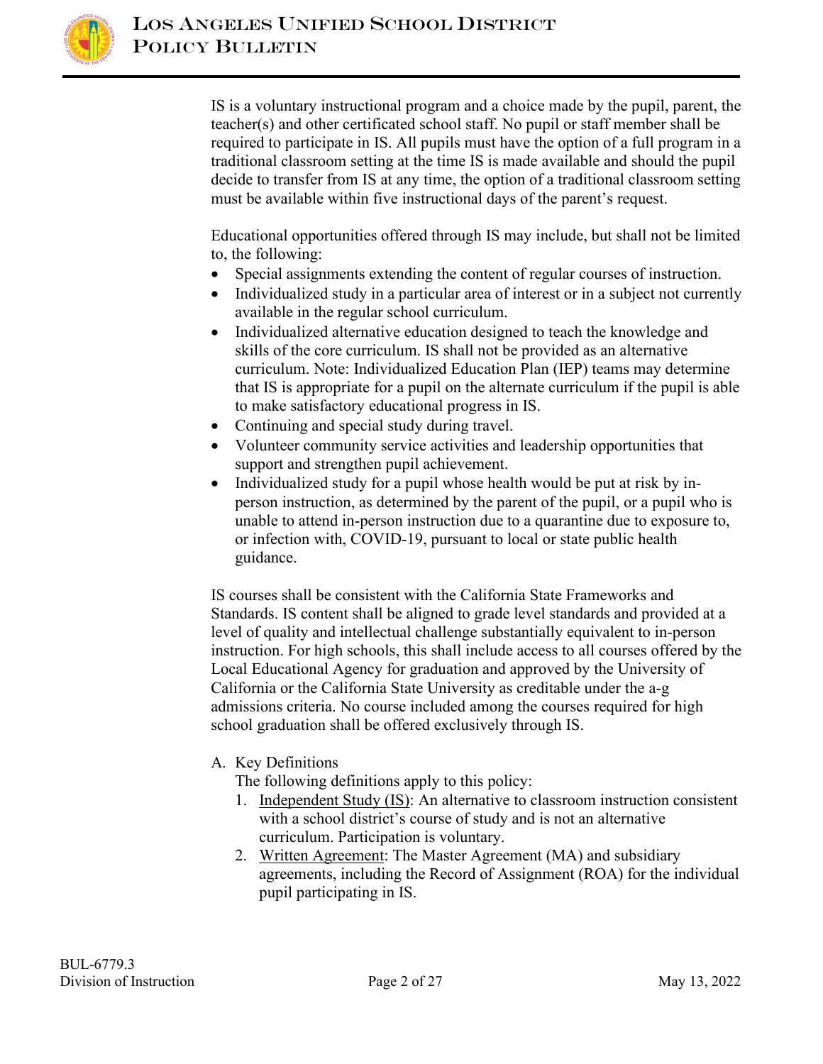IS is a voluntary instructional program and a choice made by the pupil, parent, the teacher(s) and other certificated school staff. No pupil or staff member shall be required to participate in IS. All pupils must have the option of a full program in a traditional classroom setting at the time IS is made available and should the pupil decide to transfer from IS at any time, the option of a traditional classroom setting must be available within five instructional days of the parent's request.

Educational opportunities offered through IS may include, but shall not be limited to, the following:

- Special assignments extending the content of regular courses of instruction.
- Individualized study in a particular area of interest or in a subject not currently available in the regular school curriculum.
- Individualized alternative education designed to teach the knowledge and skills of the core curriculum. IS shall not be provided as an alternative curriculum. Note: Individualized Education Plan (IEP) teams may determine that IS is appropriate for a pupil on the alternate curriculum if the pupil is able to make satisfactory educational progress in IS.
- Continuing and special study during travel.
- Volunteer community service activities and leadership opportunities that support and strengthen pupil achievement.
- Individualized study for a pupil whose health would be put at risk by in-person instruction, as determined by the parent of the pupil, or a pupil who is unable to attend in-person instruction due to a quarantine due to exposure to, or infection with, COVID-19, pursuant to local or state public health guidance.

IS courses shall be consistent with the California State Frameworks and Standards. IS content shall be aligned to grade level standards and provided at a level of quality and intellectual challenge substantially equivalent to in-person instruction. For high schools, this shall include access to all courses offered by the Local Educational Agency for graduation and approved by the University of California or the California State University as creditable under the a-g admissions criteria. No course included among the courses required for high school graduation shall be offered exclusively through IS.

A. Key Definitions

The following definitions apply to this policy:

1. Independent Study (IS): An alternative to classroom instruction consistent with a school district's course of study and is not an alternative curriculum. Participation is voluntary.
2. Written Agreement: The Master Agreement (MA) and subsidiary agreements, including the Record of Assignment (ROA) for the individual pupil participating in IS.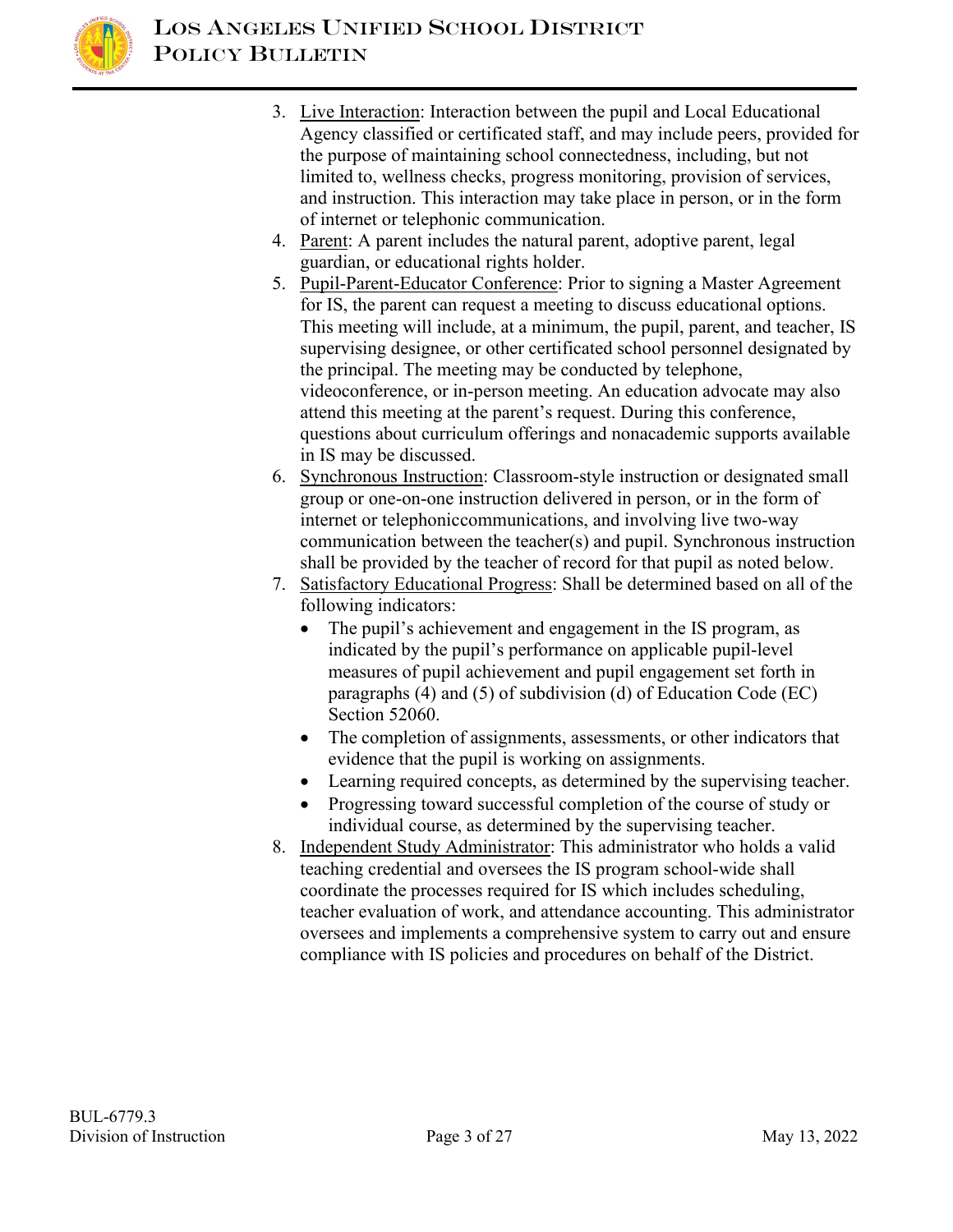3. Live Interaction: Interaction between the pupil and Local Educational Agency classified or certificated staff, and may include peers, provided for the purpose of maintaining school connectedness, including, but not limited to, wellness checks, progress monitoring, provision of services, and instruction. This interaction may take place in person, or in the form of internet or telephonic communication.
4. Parent: A parent includes the natural parent, adoptive parent, legal guardian, or educational rights holder.
5. Pupil-Parent-Educator Conference: Prior to signing a Master Agreement for IS, the parent can request a meeting to discuss educational options. This meeting will include, at a minimum, the pupil, parent, and teacher, IS supervising designee, or other certificated school personnel designated by the principal. The meeting may be conducted by telephone, videoconference, or in-person meeting. An education advocate may also attend this meeting at the parent's request. During this conference, questions about curriculum offerings and nonacademic supports available in IS may be discussed.
6. Synchronous Instruction: Classroom-style instruction or designated small group or one-on-one instruction delivered in person, or in the form of internet or telephoniccommunications, and involving live two-way communication between the teacher(s) and pupil. Synchronous instruction shall be provided by the teacher of record for that pupil as noted below.
7. Satisfactory Educational Progress: Shall be determined based on all of the following indicators:
   - The pupil's achievement and engagement in the IS program, as indicated by the pupil's performance on applicable pupil-level measures of pupil achievement and pupil engagement set forth in paragraphs (4) and (5) of subdivision (d) of Education Code (EC) Section 52060.
   - The completion of assignments, assessments, or other indicators that evidence that the pupil is working on assignments.
   - Learning required concepts, as determined by the supervising teacher.
   - Progressing toward successful completion of the course of study or individual course, as determined by the supervising teacher.
8. Independent Study Administrator: This administrator who holds a valid teaching credential and oversees the IS program school-wide shall coordinate the processes required for IS which includes scheduling, teacher evaluation of work, and attendance accounting. This administrator oversees and implements a comprehensive system to carry out and ensure compliance with IS policies and procedures on behalf of the District.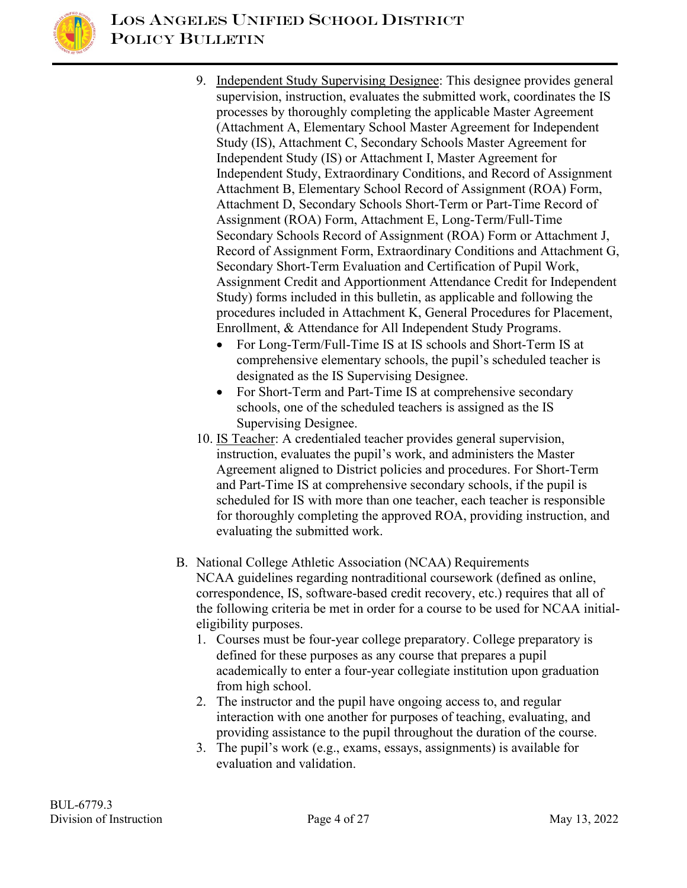9. Independent Study Supervising Designee: This designee provides general supervision, instruction, evaluates the submitted work, coordinates the IS processes by thoroughly completing the applicable Master Agreement (Attachment A, Elementary School Master Agreement for Independent Study (IS), Attachment C, Secondary Schools Master Agreement for Independent Study (IS) or Attachment I, Master Agreement for Independent Study, Extraordinary Conditions, and Record of Assignment Attachment B, Elementary School Record of Assignment (ROA) Form, Attachment D, Secondary Schools Short-Term or Part-Time Record of Assignment (ROA) Form, Attachment E, Long-Term/Full-Time Secondary Schools Record of Assignment (ROA) Form or Attachment J, Record of Assignment Form, Extraordinary Conditions and Attachment G, Secondary Short-Term Evaluation and Certification of Pupil Work, Assignment Credit and Apportionment Attendance Credit for Independent Study) forms included in this bulletin, as applicable and following the procedures included in Attachment K, General Procedures for Placement, Enrollment, & Attendance for All Independent Study Programs.
   - For Long-Term/Full-Time IS at IS schools and Short-Term IS at comprehensive elementary schools, the pupil's scheduled teacher is designated as the IS Supervising Designee.
   - For Short-Term and Part-Time IS at comprehensive secondary schools, one of the scheduled teachers is assigned as the IS Supervising Designee.
10. IS Teacher: A credentialed teacher provides general supervision, instruction, evaluates the pupil's work, and administers the Master Agreement aligned to District policies and procedures. For Short-Term and Part-Time IS at comprehensive secondary schools, if the pupil is scheduled for IS with more than one teacher, each teacher is responsible for thoroughly completing the approved ROA, providing instruction, and evaluating the submitted work.

B. National College Athletic Association (NCAA) Requirements
NCAA guidelines regarding nontraditional coursework (defined as online, correspondence, IS, software-based credit recovery, etc.) requires that all of the following criteria be met in order for a course to be used for NCAA initial-eligibility purposes.
   1. Courses must be four-year college preparatory. College preparatory is defined for these purposes as any course that prepares a pupil academically to enter a four-year collegiate institution upon graduation from high school.
   2. The instructor and the pupil have ongoing access to, and regular interaction with one another for purposes of teaching, evaluating, and providing assistance to the pupil throughout the duration of the course.
   3. The pupil's work (e.g., exams, essays, assignments) is available for evaluation and validation.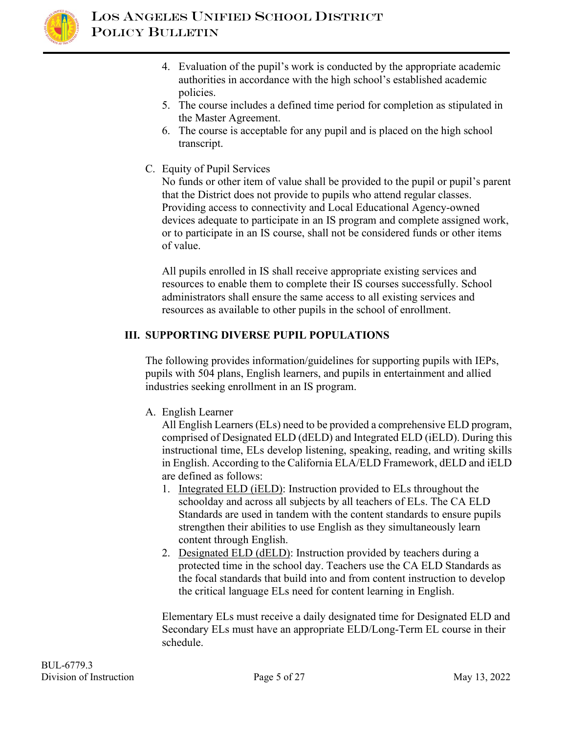4. Evaluation of the pupil's work is conducted by the appropriate academic authorities in accordance with the high school's established academic policies.
5. The course includes a defined time period for completion as stipulated in the Master Agreement.
6. The course is acceptable for any pupil and is placed on the high school transcript.

C. Equity of Pupil Services

No funds or other item of value shall be provided to the pupil or pupil's parent that the District does not provide to pupils who attend regular classes. Providing access to connectivity and Local Educational Agency-owned devices adequate to participate in an IS program and complete assigned work, or to participate in an IS course, shall not be considered funds or other items of value.

All pupils enrolled in IS shall receive appropriate existing services and resources to enable them to complete their IS courses successfully. School administrators shall ensure the same access to all existing services and resources as available to other pupils in the school of enrollment.

## III. SUPPORTING DIVERSE PUPIL POPULATIONS

The following provides information/guidelines for supporting pupils with IEPs, pupils with 504 plans, English learners, and pupils in entertainment and allied industries seeking enrollment in an IS program.

A. English Learner

All English Learners (ELs) need to be provided a comprehensive ELD program, comprised of Designated ELD (dELD) and Integrated ELD (iELD). During this instructional time, ELs develop listening, speaking, reading, and writing skills in English. According to the California ELA/ELD Framework, dELD and iELD are defined as follows:

1. Integrated ELD (iELD): Instruction provided to ELs throughout the schoolday and across all subjects by all teachers of ELs. The CA ELD Standards are used in tandem with the content standards to ensure pupils strengthen their abilities to use English as they simultaneously learn content through English.
2. Designated ELD (dELD): Instruction provided by teachers during a protected time in the school day. Teachers use the CA ELD Standards as the focal standards that build into and from content instruction to develop the critical language ELs need for content learning in English.

Elementary ELs must receive a daily designated time for Designated ELD and Secondary ELs must have an appropriate ELD/Long-Term EL course in their schedule.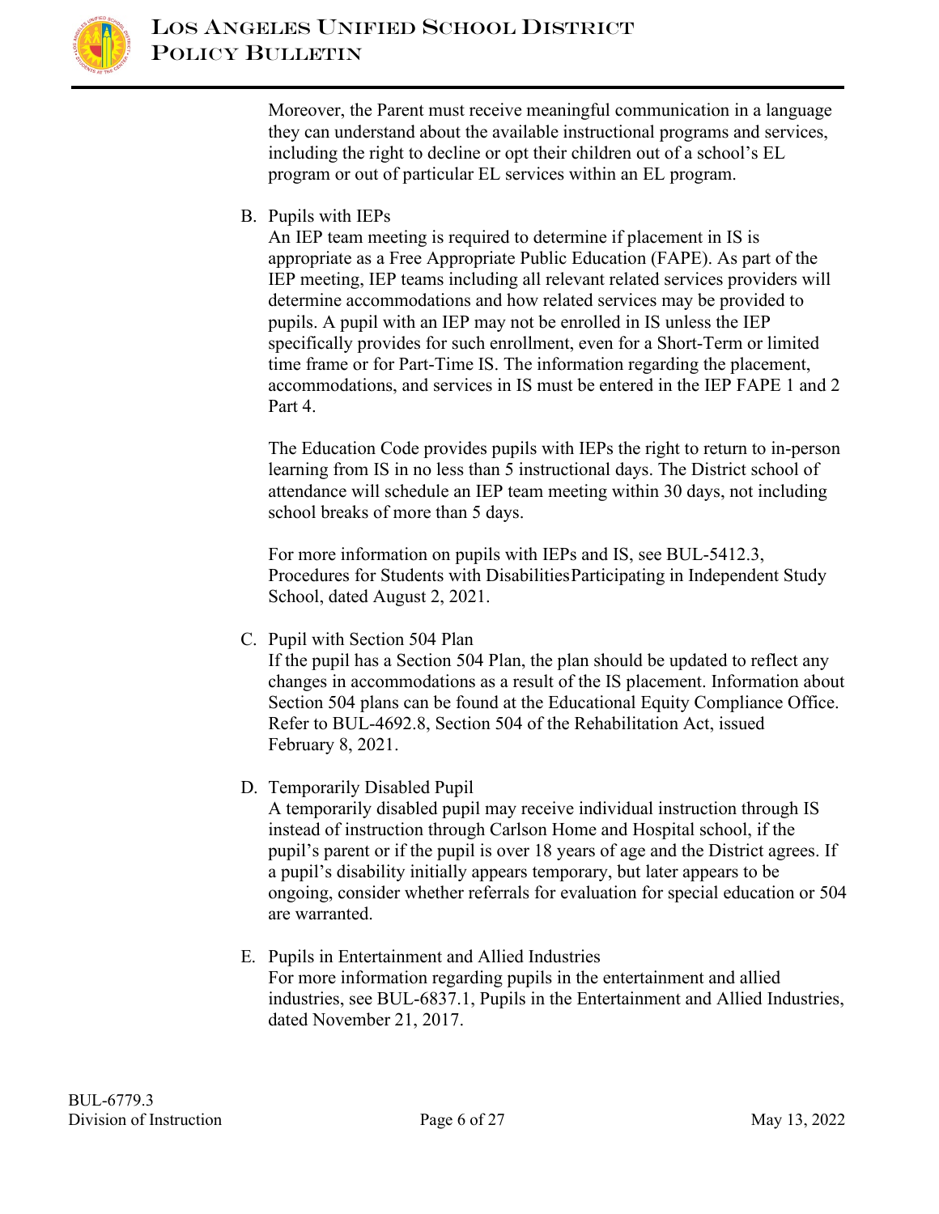Moreover, the Parent must receive meaningful communication in a language they can understand about the available instructional programs and services, including the right to decline or opt their children out of a school's EL program or out of particular EL services within an EL program.

B. Pupils with IEPs

An IEP team meeting is required to determine if placement in IS is appropriate as a Free Appropriate Public Education (FAPE). As part of the IEP meeting, IEP teams including all relevant related services providers will determine accommodations and how related services may be provided to pupils. A pupil with an IEP may not be enrolled in IS unless the IEP specifically provides for such enrollment, even for a Short-Term or limited time frame or for Part-Time IS. The information regarding the placement, accommodations, and services in IS must be entered in the IEP FAPE 1 and 2 Part 4.

The Education Code provides pupils with IEPs the right to return to in-person learning from IS in no less than 5 instructional days. The District school of attendance will schedule an IEP team meeting within 30 days, not including school breaks of more than 5 days.

For more information on pupils with IEPs and IS, see BUL-5412.3, Procedures for Students with Disabilities Participating in Independent Study School, dated August 2, 2021.

C. Pupil with Section 504 Plan

If the pupil has a Section 504 Plan, the plan should be updated to reflect any changes in accommodations as a result of the IS placement. Information about Section 504 plans can be found at the Educational Equity Compliance Office. Refer to BUL-4692.8, Section 504 of the Rehabilitation Act, issued February 8, 2021.

D. Temporarily Disabled Pupil

A temporarily disabled pupil may receive individual instruction through IS instead of instruction through Carlson Home and Hospital school, if the pupil's parent or if the pupil is over 18 years of age and the District agrees. If a pupil's disability initially appears temporary, but later appears to be ongoing, consider whether referrals for evaluation for special education or 504 are warranted.

E. Pupils in Entertainment and Allied Industries

For more information regarding pupils in the entertainment and allied industries, see BUL-6837.1, Pupils in the Entertainment and Allied Industries, dated November 21, 2017.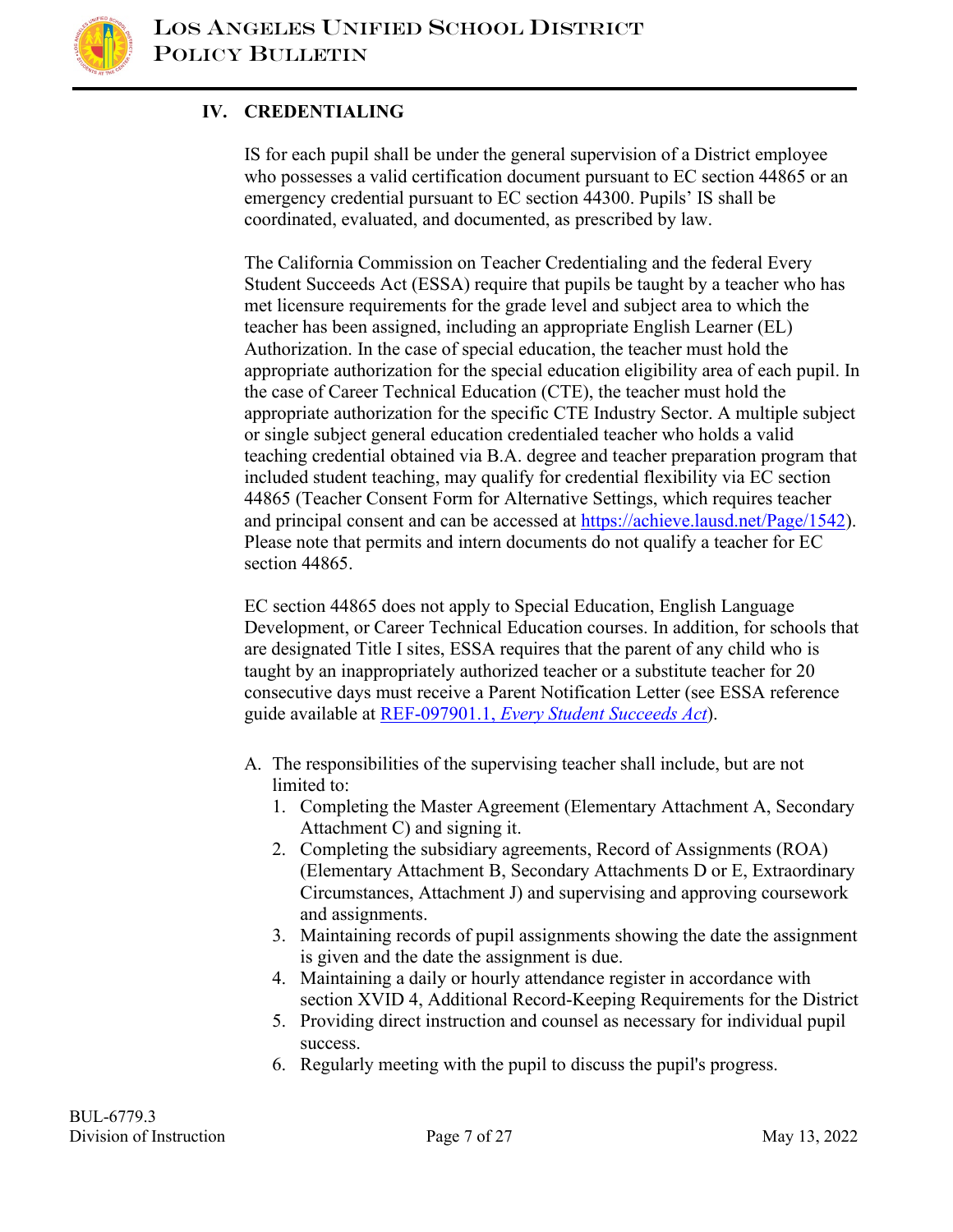## IV. CREDENTIALING

IS for each pupil shall be under the general supervision of a District employee who possesses a valid certification document pursuant to EC section 44865 or an emergency credential pursuant to EC section 44300. Pupils' IS shall be coordinated, evaluated, and documented, as prescribed by law.

The California Commission on Teacher Credentialing and the federal Every Student Succeeds Act (ESSA) require that pupils be taught by a teacher who has met licensure requirements for the grade level and subject area to which the teacher has been assigned, including an appropriate English Learner (EL) Authorization. In the case of special education, the teacher must hold the appropriate authorization for the special education eligibility area of each pupil. In the case of Career Technical Education (CTE), the teacher must hold the appropriate authorization for the specific CTE Industry Sector. A multiple subject or single subject general education credentialed teacher who holds a valid teaching credential obtained via B.A. degree and teacher preparation program that included student teaching, may qualify for credential flexibility via EC section 44865 (Teacher Consent Form for Alternative Settings, which requires teacher and principal consent and can be accessed at [https://achieve.lausd.net/Page/1542](https://achieve.lausd.net/Page/1542)). Please note that permits and intern documents do not qualify a teacher for EC section 44865.

EC section 44865 does not apply to Special Education, English Language Development, or Career Technical Education courses. In addition, for schools that are designated Title I sites, ESSA requires that the parent of any child who is taught by an inappropriately authorized teacher or a substitute teacher for 20 consecutive days must receive a Parent Notification Letter (see ESSA reference guide available at REF-097901.1, *Every Student Succeeds Act*).

A. The responsibilities of the supervising teacher shall include, but are not limited to:
   1. Completing the Master Agreement (Elementary Attachment A, Secondary Attachment C) and signing it.
   2. Completing the subsidiary agreements, Record of Assignments (ROA) (Elementary Attachment B, Secondary Attachments D or E, Extraordinary Circumstances, Attachment J) and supervising and approving coursework and assignments.
   3. Maintaining records of pupil assignments showing the date the assignment is given and the date the assignment is due.
   4. Maintaining a daily or hourly attendance register in accordance with section XVID 4, Additional Record-Keeping Requirements for the District
   5. Providing direct instruction and counsel as necessary for individual pupil success.
   6. Regularly meeting with the pupil to discuss the pupil's progress.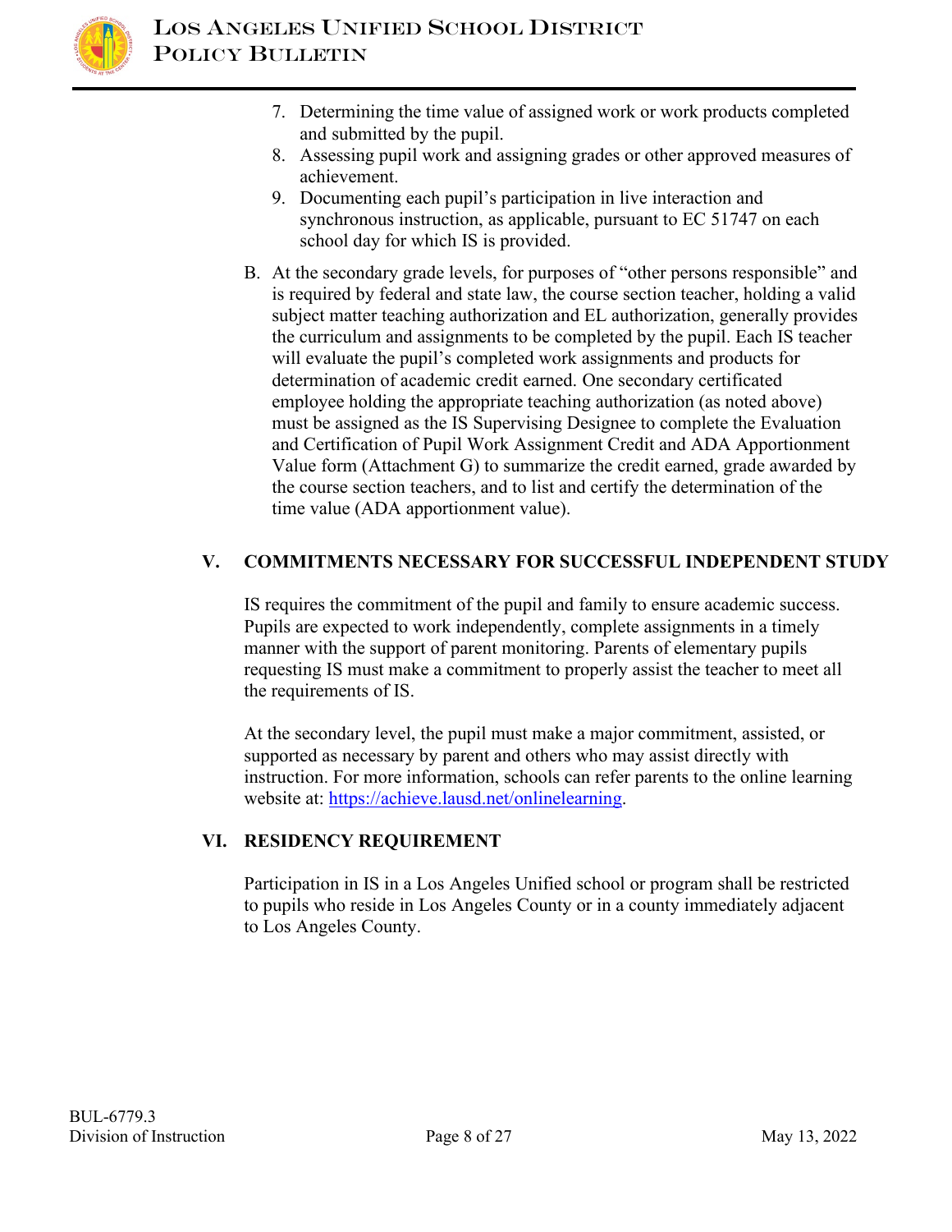7. Determining the time value of assigned work or work products completed and submitted by the pupil.
8. Assessing pupil work and assigning grades or other approved measures of achievement.
9. Documenting each pupil's participation in live interaction and synchronous instruction, as applicable, pursuant to EC 51747 on each school day for which IS is provided.

B. At the secondary grade levels, for purposes of "other persons responsible" and is required by federal and state law, the course section teacher, holding a valid subject matter teaching authorization and EL authorization, generally provides the curriculum and assignments to be completed by the pupil. Each IS teacher will evaluate the pupil's completed work assignments and products for determination of academic credit earned. One secondary certificated employee holding the appropriate teaching authorization (as noted above) must be assigned as the IS Supervising Designee to complete the Evaluation and Certification of Pupil Work Assignment Credit and ADA Apportionment Value form (Attachment G) to summarize the credit earned, grade awarded by the course section teachers, and to list and certify the determination of the time value (ADA apportionment value).

## V. COMMITMENTS NECESSARY FOR SUCCESSFUL INDEPENDENT STUDY

IS requires the commitment of the pupil and family to ensure academic success. Pupils are expected to work independently, complete assignments in a timely manner with the support of parent monitoring. Parents of elementary pupils requesting IS must make a commitment to properly assist the teacher to meet all the requirements of IS.

At the secondary level, the pupil must make a major commitment, assisted, or supported as necessary by parent and others who may assist directly with instruction. For more information, schools can refer parents to the online learning website at: https://achieve.lausd.net/onlinelearning.

## VI. RESIDENCY REQUIREMENT

Participation in IS in a Los Angeles Unified school or program shall be restricted to pupils who reside in Los Angeles County or in a county immediately adjacent to Los Angeles County.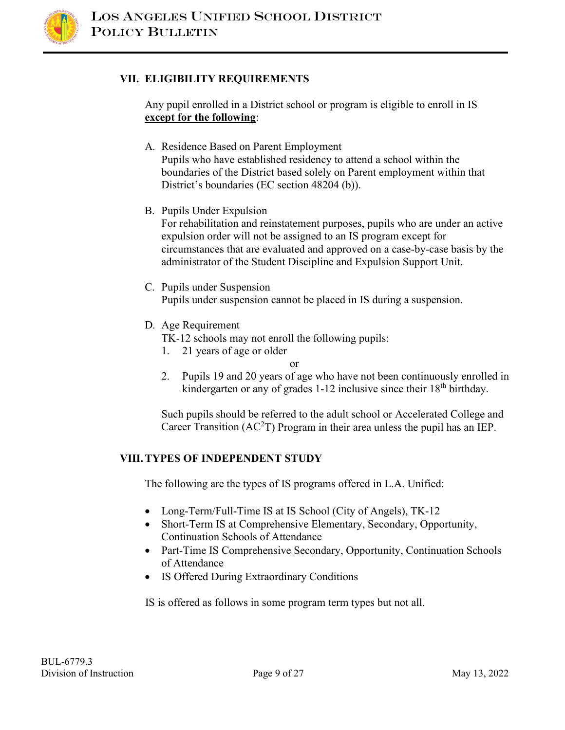## VII. ELIGIBILITY REQUIREMENTS

Any pupil enrolled in a District school or program is eligible to enroll in IS **except for the following**:

A. Residence Based on Parent Employment
   Pupils who have established residency to attend a school within the boundaries of the District based solely on Parent employment within that District's boundaries (EC section 48204 (b)).

B. Pupils Under Expulsion
   For rehabilitation and reinstatement purposes, pupils who are under an active expulsion order will not be assigned to an IS program except for circumstances that are evaluated and approved on a case-by-case basis by the administrator of the Student Discipline and Expulsion Support Unit.

C. Pupils under Suspension
   Pupils under suspension cannot be placed in IS during a suspension.

D. Age Requirement
   TK-12 schools may not enroll the following pupils:
   1. 21 years of age or older

      or

   2. Pupils 19 and 20 years of age who have not been continuously enrolled in kindergarten or any of grades 1-12 inclusive since their 18th birthday.

   Such pupils should be referred to the adult school or Accelerated College and Career Transition ($AC^2T$) Program in their area unless the pupil has an IEP.

## VIII. TYPES OF INDEPENDENT STUDY

The following are the types of IS programs offered in L.A. Unified:

- Long-Term/Full-Time IS at IS School (City of Angels), TK-12
- Short-Term IS at Comprehensive Elementary, Secondary, Opportunity, Continuation Schools of Attendance
- Part-Time IS Comprehensive Secondary, Opportunity, Continuation Schools of Attendance
- IS Offered During Extraordinary Conditions

IS is offered as follows in some program term types but not all.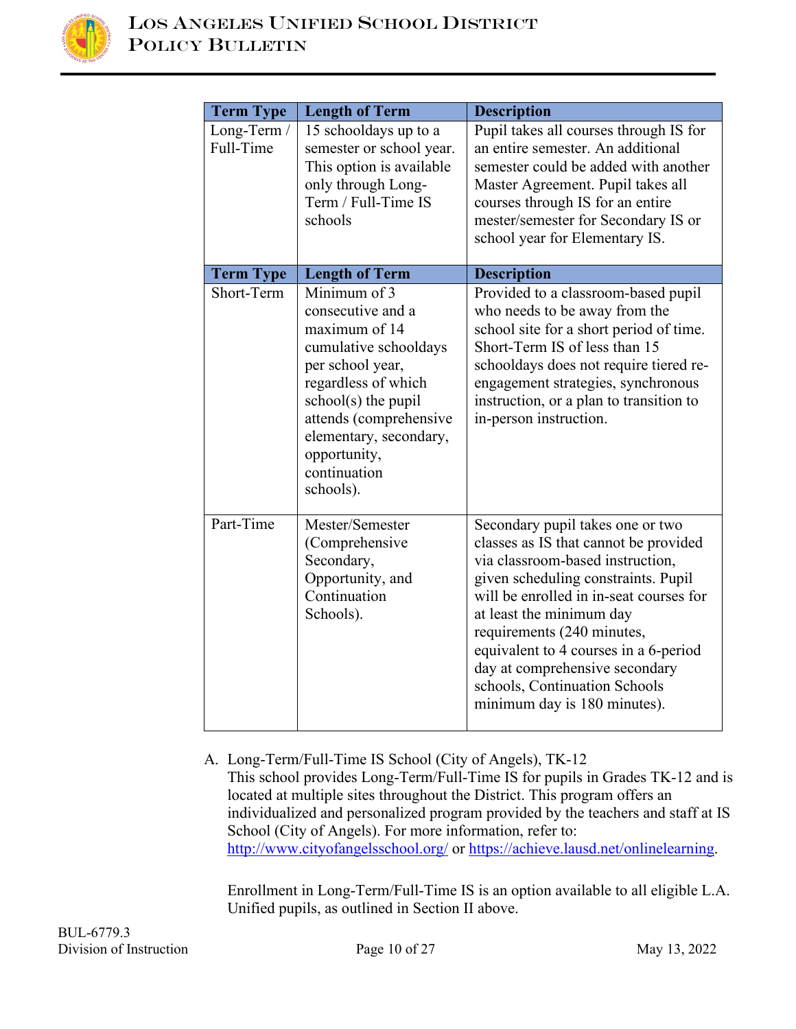| Term Type | Length of Term | Description |
|---|---|---|
| Long-Term / Full-Time | 15 schooldays up to a semester or school year. This option is available only through Long-Term / Full-Time IS schools | Pupil takes all courses through IS for an entire semester. An additional semester could be added with another Master Agreement. Pupil takes all courses through IS for an entire mester/semester for Secondary IS or school year for Elementary IS. |
| **Term Type** | **Length of Term** | **Description** |
| Short-Term | Minimum of 3 consecutive and a maximum of 14 cumulative schooldays per school year, regardless of which school(s) the pupil attends (comprehensive elementary, secondary, opportunity, continuation schools). | Provided to a classroom-based pupil who needs to be away from the school site for a short period of time. Short-Term IS of less than 15 schooldays does not require tiered re-engagement strategies, synchronous instruction, or a plan to transition to in-person instruction. |
| Part-Time | Mester/Semester (Comprehensive Secondary, Opportunity, and Continuation Schools). | Secondary pupil takes one or two classes as IS that cannot be provided via classroom-based instruction, given scheduling constraints. Pupil will be enrolled in in-seat courses for at least the minimum day requirements (240 minutes, equivalent to 4 courses in a 6-period day at comprehensive secondary schools, Continuation Schools minimum day is 180 minutes). |

A. Long-Term/Full-Time IS School (City of Angels), TK-12
This school provides Long-Term/Full-Time IS for pupils in Grades TK-12 and is located at multiple sites throughout the District. This program offers an individualized and personalized program provided by the teachers and staff at IS School (City of Angels). For more information, refer to: http://www.cityofangelsschool.org/ or https://achieve.lausd.net/onlinelearning.

Enrollment in Long-Term/Full-Time IS is an option available to all eligible L.A. Unified pupils, as outlined in Section II above.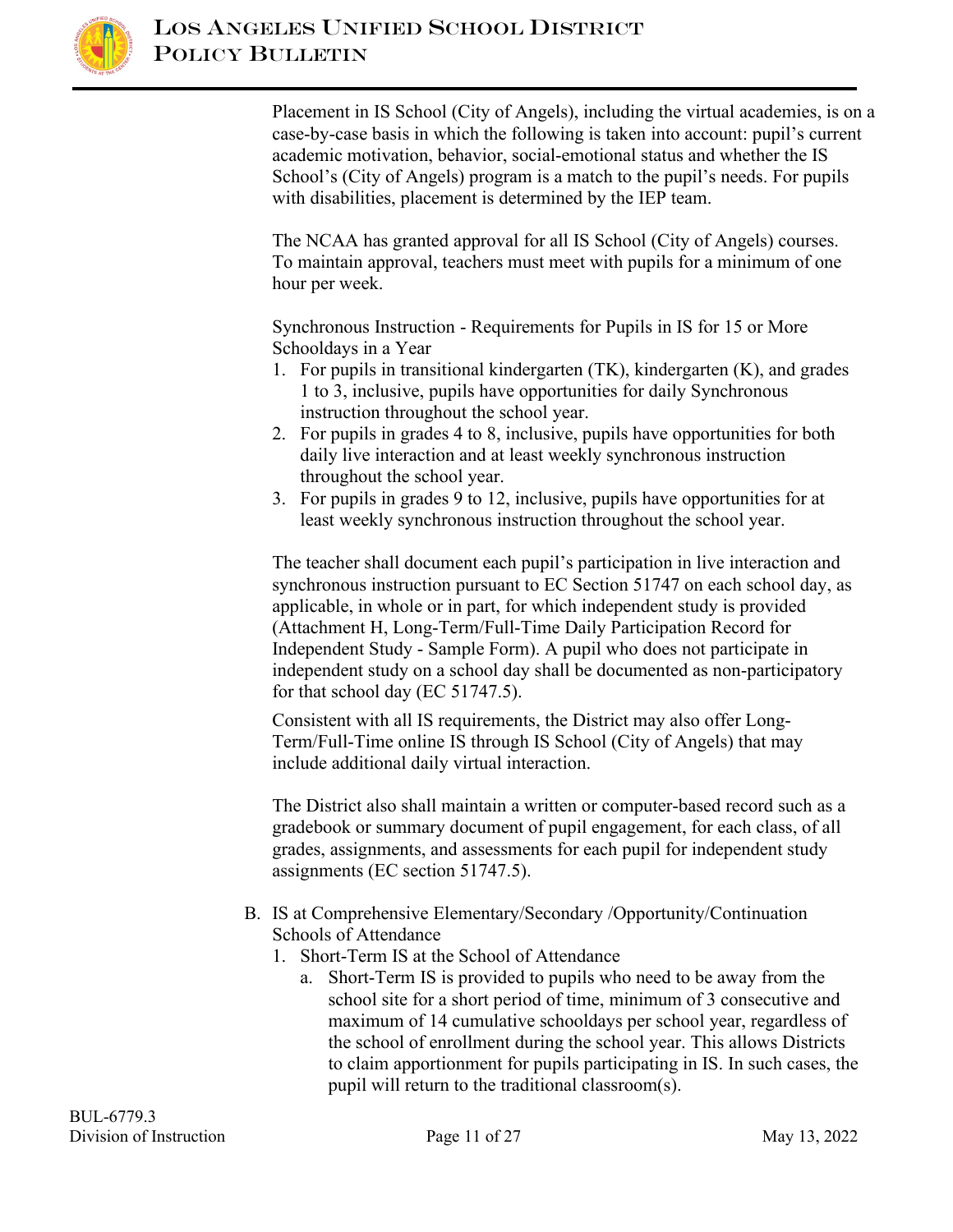Placement in IS School (City of Angels), including the virtual academies, is on a case-by-case basis in which the following is taken into account: pupil's current academic motivation, behavior, social-emotional status and whether the IS School's (City of Angels) program is a match to the pupil's needs. For pupils with disabilities, placement is determined by the IEP team.

The NCAA has granted approval for all IS School (City of Angels) courses. To maintain approval, teachers must meet with pupils for a minimum of one hour per week.

Synchronous Instruction - Requirements for Pupils in IS for 15 or More Schooldays in a Year

1. For pupils in transitional kindergarten (TK), kindergarten (K), and grades 1 to 3, inclusive, pupils have opportunities for daily Synchronous instruction throughout the school year.
2. For pupils in grades 4 to 8, inclusive, pupils have opportunities for both daily live interaction and at least weekly synchronous instruction throughout the school year.
3. For pupils in grades 9 to 12, inclusive, pupils have opportunities for at least weekly synchronous instruction throughout the school year.

The teacher shall document each pupil's participation in live interaction and synchronous instruction pursuant to EC Section 51747 on each school day, as applicable, in whole or in part, for which independent study is provided (Attachment H, Long-Term/Full-Time Daily Participation Record for Independent Study - Sample Form). A pupil who does not participate in independent study on a school day shall be documented as non-participatory for that school day (EC 51747.5).

Consistent with all IS requirements, the District may also offer Long-Term/Full-Time online IS through IS School (City of Angels) that may include additional daily virtual interaction.

The District also shall maintain a written or computer-based record such as a gradebook or summary document of pupil engagement, for each class, of all grades, assignments, and assessments for each pupil for independent study assignments (EC section 51747.5).

B. IS at Comprehensive Elementary/Secondary /Opportunity/Continuation Schools of Attendance
   1. Short-Term IS at the School of Attendance
      a. Short-Term IS is provided to pupils who need to be away from the school site for a short period of time, minimum of 3 consecutive and maximum of 14 cumulative schooldays per school year, regardless of the school of enrollment during the school year. This allows Districts to claim apportionment for pupils participating in IS. In such cases, the pupil will return to the traditional classroom(s).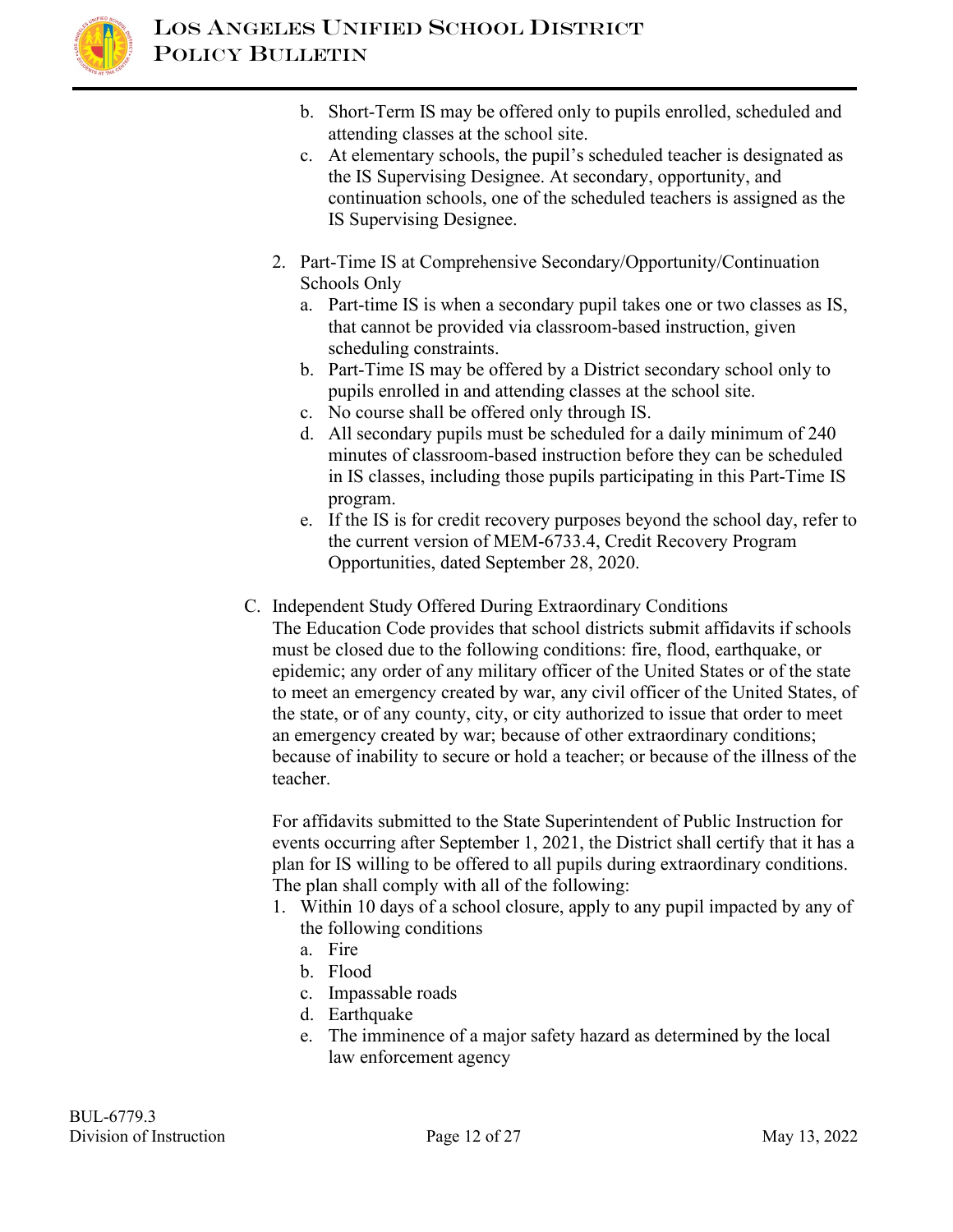b. Short-Term IS may be offered only to pupils enrolled, scheduled and attending classes at the school site.
   c. At elementary schools, the pupil's scheduled teacher is designated as the IS Supervising Designee. At secondary, opportunity, and continuation schools, one of the scheduled teachers is assigned as the IS Supervising Designee.

2. Part-Time IS at Comprehensive Secondary/Opportunity/Continuation Schools Only
   a. Part-time IS is when a secondary pupil takes one or two classes as IS, that cannot be provided via classroom-based instruction, given scheduling constraints.
   b. Part-Time IS may be offered by a District secondary school only to pupils enrolled in and attending classes at the school site.
   c. No course shall be offered only through IS.
   d. All secondary pupils must be scheduled for a daily minimum of 240 minutes of classroom-based instruction before they can be scheduled in IS classes, including those pupils participating in this Part-Time IS program.
   e. If the IS is for credit recovery purposes beyond the school day, refer to the current version of MEM-6733.4, Credit Recovery Program Opportunities, dated September 28, 2020.

C. Independent Study Offered During Extraordinary Conditions

The Education Code provides that school districts submit affidavits if schools must be closed due to the following conditions: fire, flood, earthquake, or epidemic; any order of any military officer of the United States or of the state to meet an emergency created by war, any civil officer of the United States, of the state, or of any county, city, or city authorized to issue that order to meet an emergency created by war; because of other extraordinary conditions; because of inability to secure or hold a teacher; or because of the illness of the teacher.

For affidavits submitted to the State Superintendent of Public Instruction for events occurring after September 1, 2021, the District shall certify that it has a plan for IS willing to be offered to all pupils during extraordinary conditions. The plan shall comply with all of the following:

1. Within 10 days of a school closure, apply to any pupil impacted by any of the following conditions
   a. Fire
   b. Flood
   c. Impassable roads
   d. Earthquake
   e. The imminence of a major safety hazard as determined by the local law enforcement agency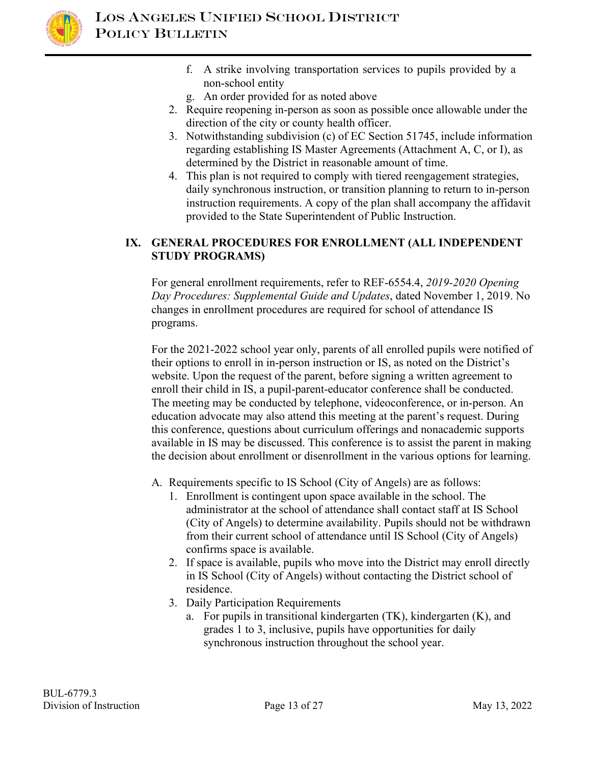f. A strike involving transportation services to pupils provided by a non-school entity
   g. An order provided for as noted above
2. Require reopening in-person as soon as possible once allowable under the direction of the city or county health officer.
3. Notwithstanding subdivision (c) of EC Section 51745, include information regarding establishing IS Master Agreements (Attachment A, C, or I), as determined by the District in reasonable amount of time.
4. This plan is not required to comply with tiered reengagement strategies, daily synchronous instruction, or transition planning to return to in-person instruction requirements. A copy of the plan shall accompany the affidavit provided to the State Superintendent of Public Instruction.

## IX. GENERAL PROCEDURES FOR ENROLLMENT (ALL INDEPENDENT STUDY PROGRAMS)

For general enrollment requirements, refer to REF-6554.4, *2019-2020 Opening Day Procedures: Supplemental Guide and Updates*, dated November 1, 2019. No changes in enrollment procedures are required for school of attendance IS programs.

For the 2021-2022 school year only, parents of all enrolled pupils were notified of their options to enroll in in-person instruction or IS, as noted on the District's website. Upon the request of the parent, before signing a written agreement to enroll their child in IS, a pupil-parent-educator conference shall be conducted. The meeting may be conducted by telephone, videoconference, or in-person. An education advocate may also attend this meeting at the parent's request. During this conference, questions about curriculum offerings and nonacademic supports available in IS may be discussed. This conference is to assist the parent in making the decision about enrollment or disenrollment in the various options for learning.

A. Requirements specific to IS School (City of Angels) are as follows:
   1. Enrollment is contingent upon space available in the school. The administrator at the school of attendance shall contact staff at IS School (City of Angels) to determine availability. Pupils should not be withdrawn from their current school of attendance until IS School (City of Angels) confirms space is available.
   2. If space is available, pupils who move into the District may enroll directly in IS School (City of Angels) without contacting the District school of residence.
   3. Daily Participation Requirements
      a. For pupils in transitional kindergarten (TK), kindergarten (K), and grades 1 to 3, inclusive, pupils have opportunities for daily synchronous instruction throughout the school year.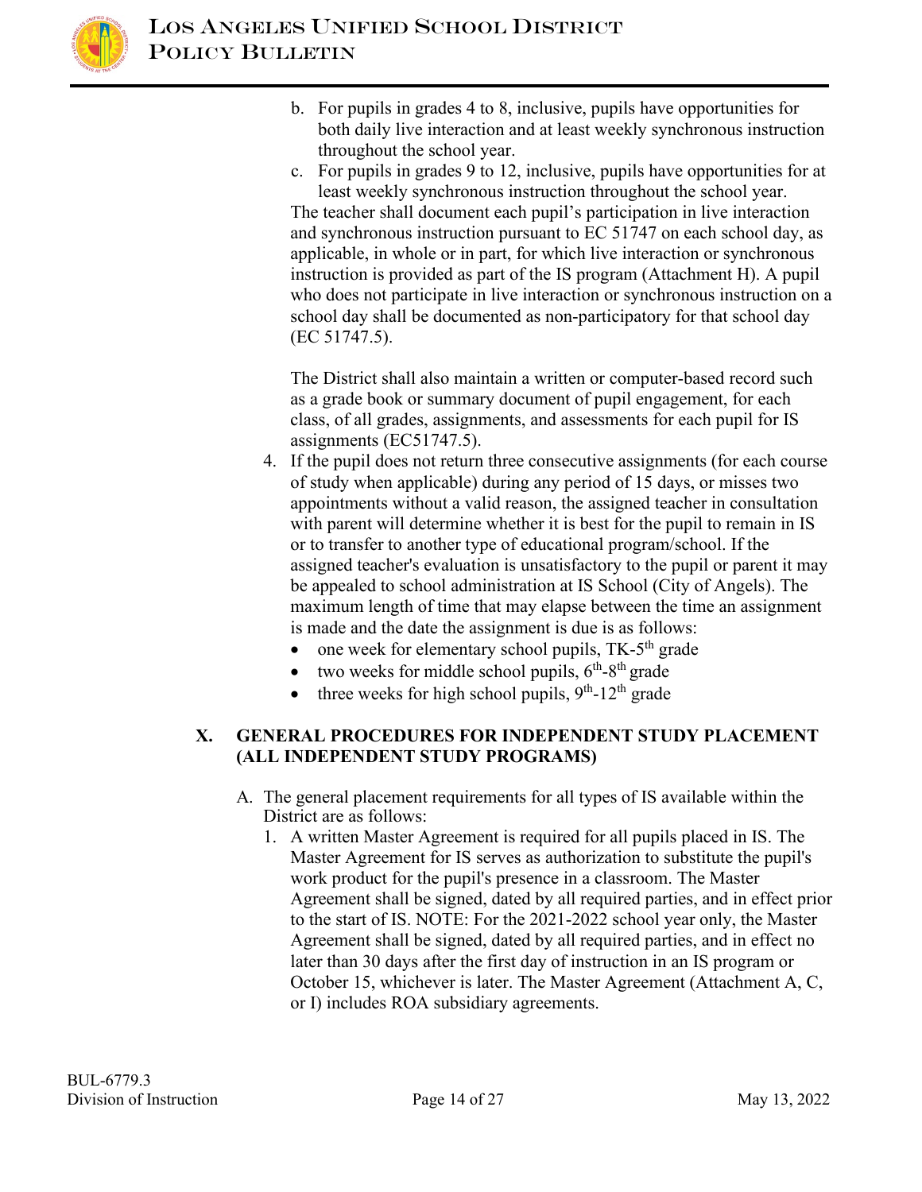b. For pupils in grades 4 to 8, inclusive, pupils have opportunities for both daily live interaction and at least weekly synchronous instruction throughout the school year.
c. For pupils in grades 9 to 12, inclusive, pupils have opportunities for at least weekly synchronous instruction throughout the school year.

The teacher shall document each pupil's participation in live interaction and synchronous instruction pursuant to EC 51747 on each school day, as applicable, in whole or in part, for which live interaction or synchronous instruction is provided as part of the IS program (Attachment H). A pupil who does not participate in live interaction or synchronous instruction on a school day shall be documented as non-participatory for that school day (EC 51747.5).

The District shall also maintain a written or computer-based record such as a grade book or summary document of pupil engagement, for each class, of all grades, assignments, and assessments for each pupil for IS assignments (EC51747.5).

4. If the pupil does not return three consecutive assignments (for each course of study when applicable) during any period of 15 days, or misses two appointments without a valid reason, the assigned teacher in consultation with parent will determine whether it is best for the pupil to remain in IS or to transfer to another type of educational program/school. If the assigned teacher's evaluation is unsatisfactory to the pupil or parent it may be appealed to school administration at IS School (City of Angels). The maximum length of time that may elapse between the time an assignment is made and the date the assignment is due is as follows:
   - one week for elementary school pupils, TK-5th grade
   - two weeks for middle school pupils, 6th-8th grade
   - three weeks for high school pupils, 9th-12th grade

## X. GENERAL PROCEDURES FOR INDEPENDENT STUDY PLACEMENT (ALL INDEPENDENT STUDY PROGRAMS)

A. The general placement requirements for all types of IS available within the District are as follows:

1. A written Master Agreement is required for all pupils placed in IS. The Master Agreement for IS serves as authorization to substitute the pupil's work product for the pupil's presence in a classroom. The Master Agreement shall be signed, dated by all required parties, and in effect prior to the start of IS. NOTE: For the 2021-2022 school year only, the Master Agreement shall be signed, dated by all required parties, and in effect no later than 30 days after the first day of instruction in an IS program or October 15, whichever is later. The Master Agreement (Attachment A, C, or I) includes ROA subsidiary agreements.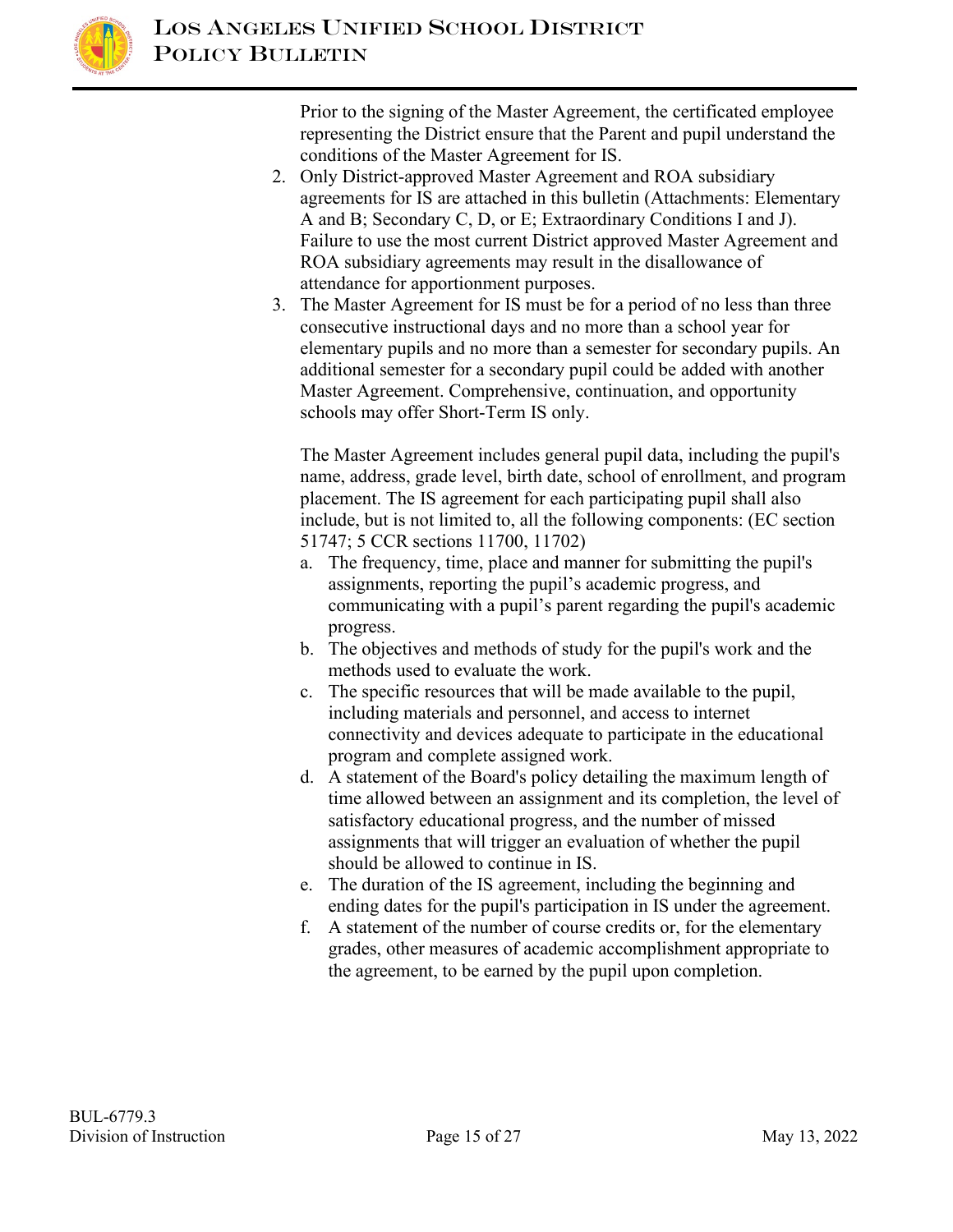Prior to the signing of the Master Agreement, the certificated employee representing the District ensure that the Parent and pupil understand the conditions of the Master Agreement for IS.

2. Only District-approved Master Agreement and ROA subsidiary agreements for IS are attached in this bulletin (Attachments: Elementary A and B; Secondary C, D, or E; Extraordinary Conditions I and J). Failure to use the most current District approved Master Agreement and ROA subsidiary agreements may result in the disallowance of attendance for apportionment purposes.
3. The Master Agreement for IS must be for a period of no less than three consecutive instructional days and no more than a school year for elementary pupils and no more than a semester for secondary pupils. An additional semester for a secondary pupil could be added with another Master Agreement. Comprehensive, continuation, and opportunity schools may offer Short-Term IS only.

   The Master Agreement includes general pupil data, including the pupil's name, address, grade level, birth date, school of enrollment, and program placement. The IS agreement for each participating pupil shall also include, but is not limited to, all the following components: (EC section 51747; 5 CCR sections 11700, 11702)

   a. The frequency, time, place and manner for submitting the pupil's assignments, reporting the pupil's academic progress, and communicating with a pupil's parent regarding the pupil's academic progress.
   b. The objectives and methods of study for the pupil's work and the methods used to evaluate the work.
   c. The specific resources that will be made available to the pupil, including materials and personnel, and access to internet connectivity and devices adequate to participate in the educational program and complete assigned work.
   d. A statement of the Board's policy detailing the maximum length of time allowed between an assignment and its completion, the level of satisfactory educational progress, and the number of missed assignments that will trigger an evaluation of whether the pupil should be allowed to continue in IS.
   e. The duration of the IS agreement, including the beginning and ending dates for the pupil's participation in IS under the agreement.
   f. A statement of the number of course credits or, for the elementary grades, other measures of academic accomplishment appropriate to the agreement, to be earned by the pupil upon completion.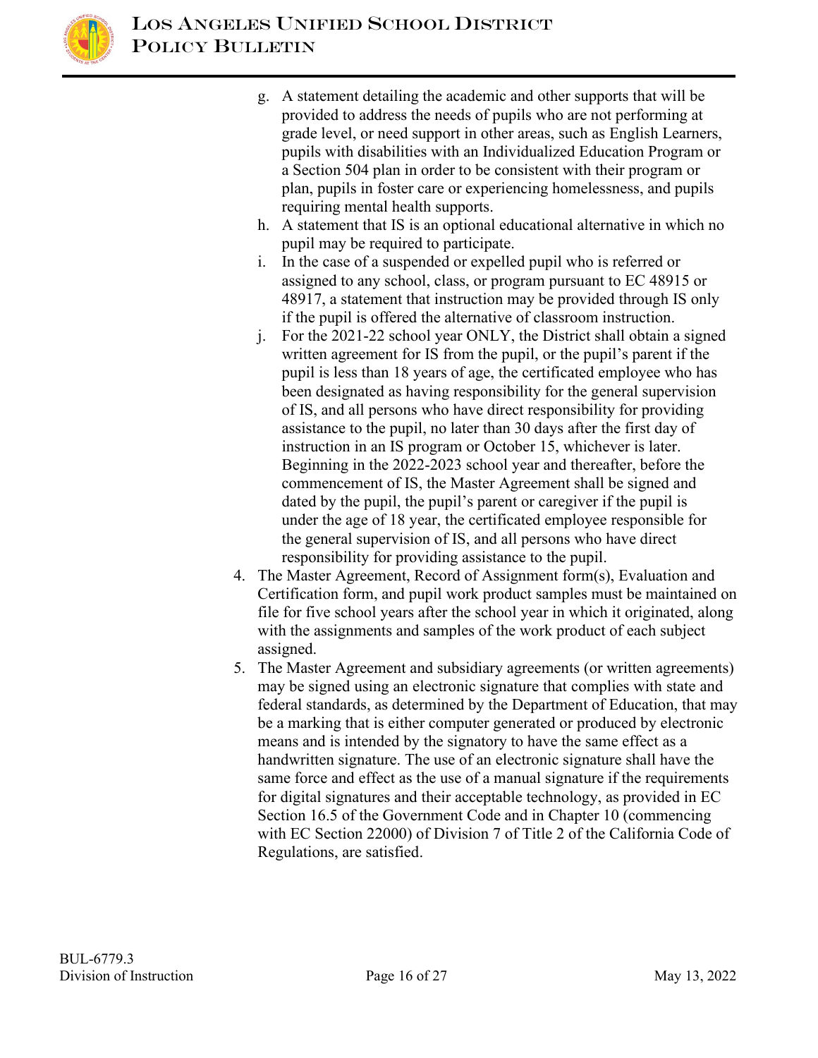g. A statement detailing the academic and other supports that will be provided to address the needs of pupils who are not performing at grade level, or need support in other areas, such as English Learners, pupils with disabilities with an Individualized Education Program or a Section 504 plan in order to be consistent with their program or plan, pupils in foster care or experiencing homelessness, and pupils requiring mental health supports.
   h. A statement that IS is an optional educational alternative in which no pupil may be required to participate.
   i. In the case of a suspended or expelled pupil who is referred or assigned to any school, class, or program pursuant to EC 48915 or 48917, a statement that instruction may be provided through IS only if the pupil is offered the alternative of classroom instruction.
   j. For the 2021-22 school year ONLY, the District shall obtain a signed written agreement for IS from the pupil, or the pupil's parent if the pupil is less than 18 years of age, the certificated employee who has been designated as having responsibility for the general supervision of IS, and all persons who have direct responsibility for providing assistance to the pupil, no later than 30 days after the first day of instruction in an IS program or October 15, whichever is later. Beginning in the 2022-2023 school year and thereafter, before the commencement of IS, the Master Agreement shall be signed and dated by the pupil, the pupil's parent or caregiver if the pupil is under the age of 18 year, the certificated employee responsible for the general supervision of IS, and all persons who have direct responsibility for providing assistance to the pupil.

4. The Master Agreement, Record of Assignment form(s), Evaluation and Certification form, and pupil work product samples must be maintained on file for five school years after the school year in which it originated, along with the assignments and samples of the work product of each subject assigned.
5. The Master Agreement and subsidiary agreements (or written agreements) may be signed using an electronic signature that complies with state and federal standards, as determined by the Department of Education, that may be a marking that is either computer generated or produced by electronic means and is intended by the signatory to have the same effect as a handwritten signature. The use of an electronic signature shall have the same force and effect as the use of a manual signature if the requirements for digital signatures and their acceptable technology, as provided in EC Section 16.5 of the Government Code and in Chapter 10 (commencing with EC Section 22000) of Division 7 of Title 2 of the California Code of Regulations, are satisfied.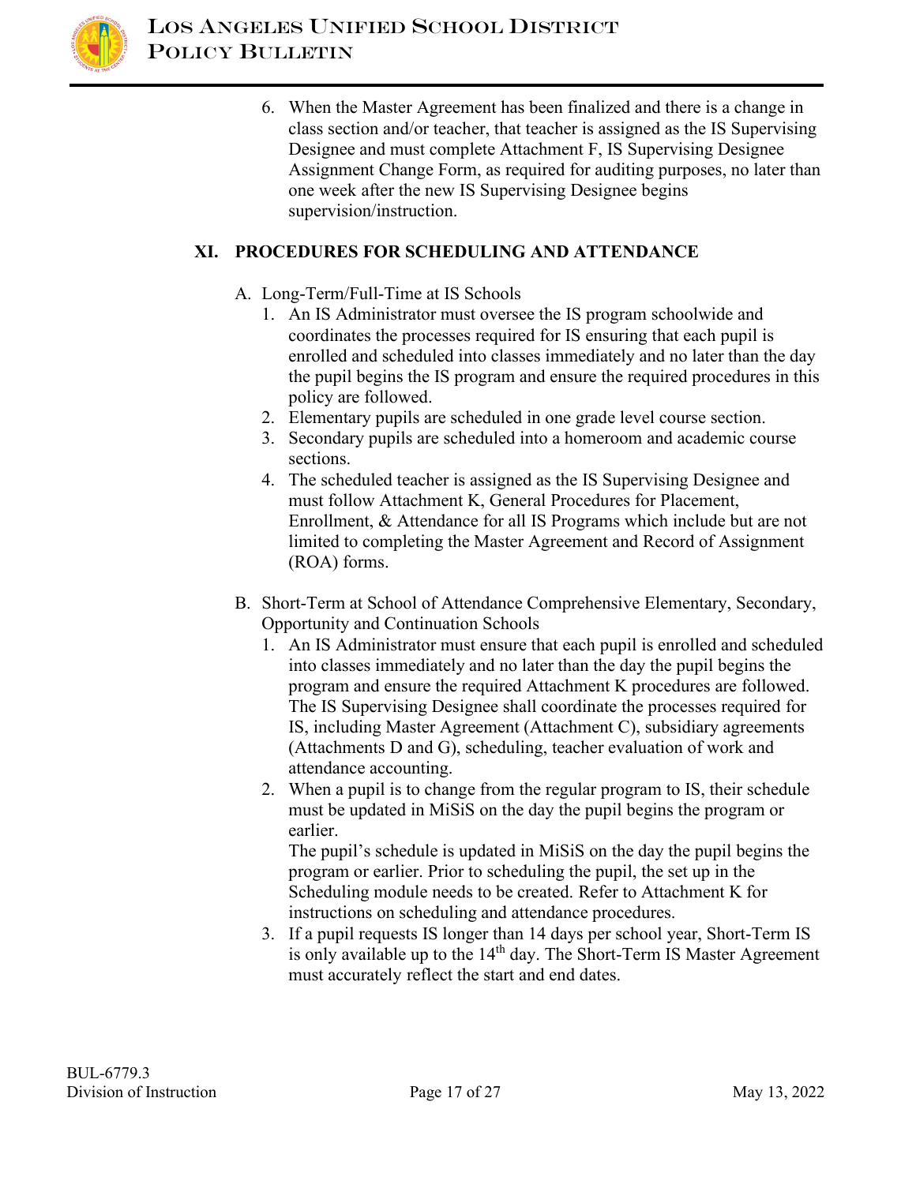6. When the Master Agreement has been finalized and there is a change in class section and/or teacher, that teacher is assigned as the IS Supervising Designee and must complete Attachment F, IS Supervising Designee Assignment Change Form, as required for auditing purposes, no later than one week after the new IS Supervising Designee begins supervision/instruction.

## XI. PROCEDURES FOR SCHEDULING AND ATTENDANCE

A. Long-Term/Full-Time at IS Schools

1. An IS Administrator must oversee the IS program schoolwide and coordinates the processes required for IS ensuring that each pupil is enrolled and scheduled into classes immediately and no later than the day the pupil begins the IS program and ensure the required procedures in this policy are followed.
2. Elementary pupils are scheduled in one grade level course section.
3. Secondary pupils are scheduled into a homeroom and academic course sections.
4. The scheduled teacher is assigned as the IS Supervising Designee and must follow Attachment K, General Procedures for Placement, Enrollment, & Attendance for all IS Programs which include but are not limited to completing the Master Agreement and Record of Assignment (ROA) forms.

B. Short-Term at School of Attendance Comprehensive Elementary, Secondary, Opportunity and Continuation Schools

1. An IS Administrator must ensure that each pupil is enrolled and scheduled into classes immediately and no later than the day the pupil begins the program and ensure the required Attachment K procedures are followed. The IS Supervising Designee shall coordinate the processes required for IS, including Master Agreement (Attachment C), subsidiary agreements (Attachments D and G), scheduling, teacher evaluation of work and attendance accounting.
2. When a pupil is to change from the regular program to IS, their schedule must be updated in MiSiS on the day the pupil begins the program or earlier.

   The pupil's schedule is updated in MiSiS on the day the pupil begins the program or earlier. Prior to scheduling the pupil, the set up in the Scheduling module needs to be created. Refer to Attachment K for instructions on scheduling and attendance procedures.
3. If a pupil requests IS longer than 14 days per school year, Short-Term IS is only available up to the 14th day. The Short-Term IS Master Agreement must accurately reflect the start and end dates.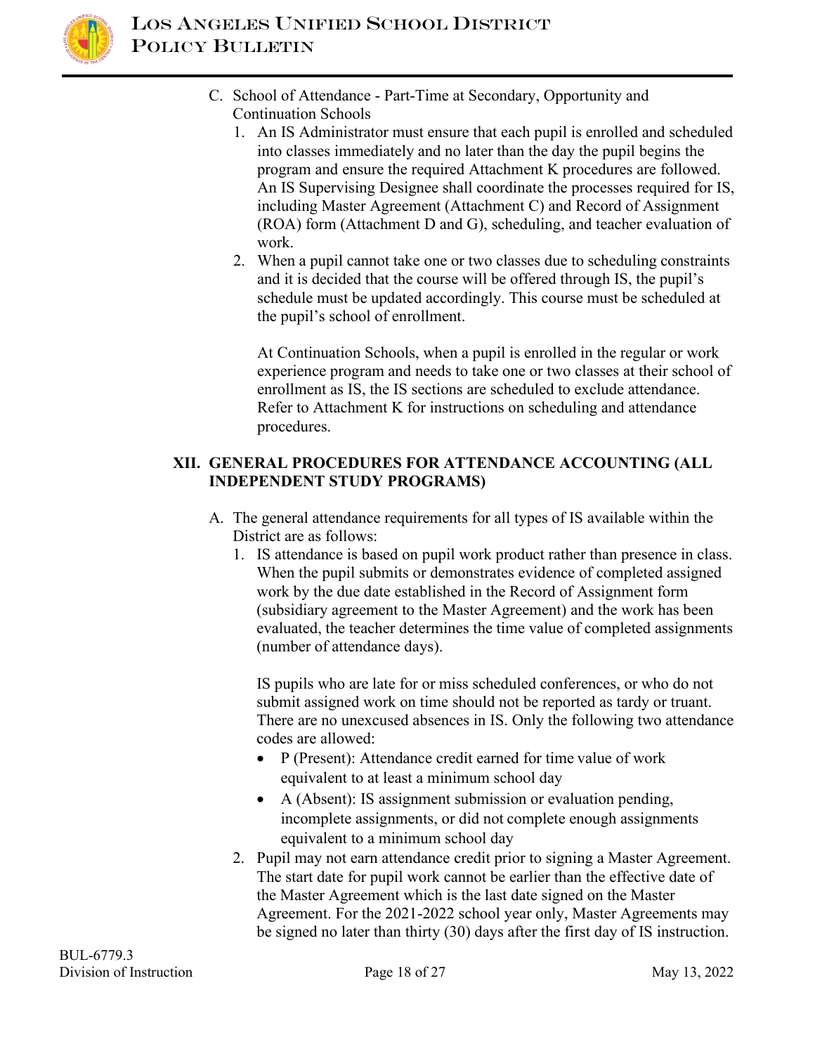C. School of Attendance - Part-Time at Secondary, Opportunity and Continuation Schools

   1. An IS Administrator must ensure that each pupil is enrolled and scheduled into classes immediately and no later than the day the pupil begins the program and ensure the required Attachment K procedures are followed. An IS Supervising Designee shall coordinate the processes required for IS, including Master Agreement (Attachment C) and Record of Assignment (ROA) form (Attachment D and G), scheduling, and teacher evaluation of work.
   2. When a pupil cannot take one or two classes due to scheduling constraints and it is decided that the course will be offered through IS, the pupil's schedule must be updated accordingly. This course must be scheduled at the pupil's school of enrollment.

      At Continuation Schools, when a pupil is enrolled in the regular or work experience program and needs to take one or two classes at their school of enrollment as IS, the IS sections are scheduled to exclude attendance. Refer to Attachment K for instructions on scheduling and attendance procedures.

## XII. GENERAL PROCEDURES FOR ATTENDANCE ACCOUNTING (ALL INDEPENDENT STUDY PROGRAMS)

A. The general attendance requirements for all types of IS available within the District are as follows:

   1. IS attendance is based on pupil work product rather than presence in class. When the pupil submits or demonstrates evidence of completed assigned work by the due date established in the Record of Assignment form (subsidiary agreement to the Master Agreement) and the work has been evaluated, the teacher determines the time value of completed assignments (number of attendance days).

      IS pupils who are late for or miss scheduled conferences, or who do not submit assigned work on time should not be reported as tardy or truant. There are no unexcused absences in IS. Only the following two attendance codes are allowed:

      - P (Present): Attendance credit earned for time value of work equivalent to at least a minimum school day
      - A (Absent): IS assignment submission or evaluation pending, incomplete assignments, or did not complete enough assignments equivalent to a minimum school day

   2. Pupil may not earn attendance credit prior to signing a Master Agreement. The start date for pupil work cannot be earlier than the effective date of the Master Agreement which is the last date signed on the Master Agreement. For the 2021-2022 school year only, Master Agreements may be signed no later than thirty (30) days after the first day of IS instruction.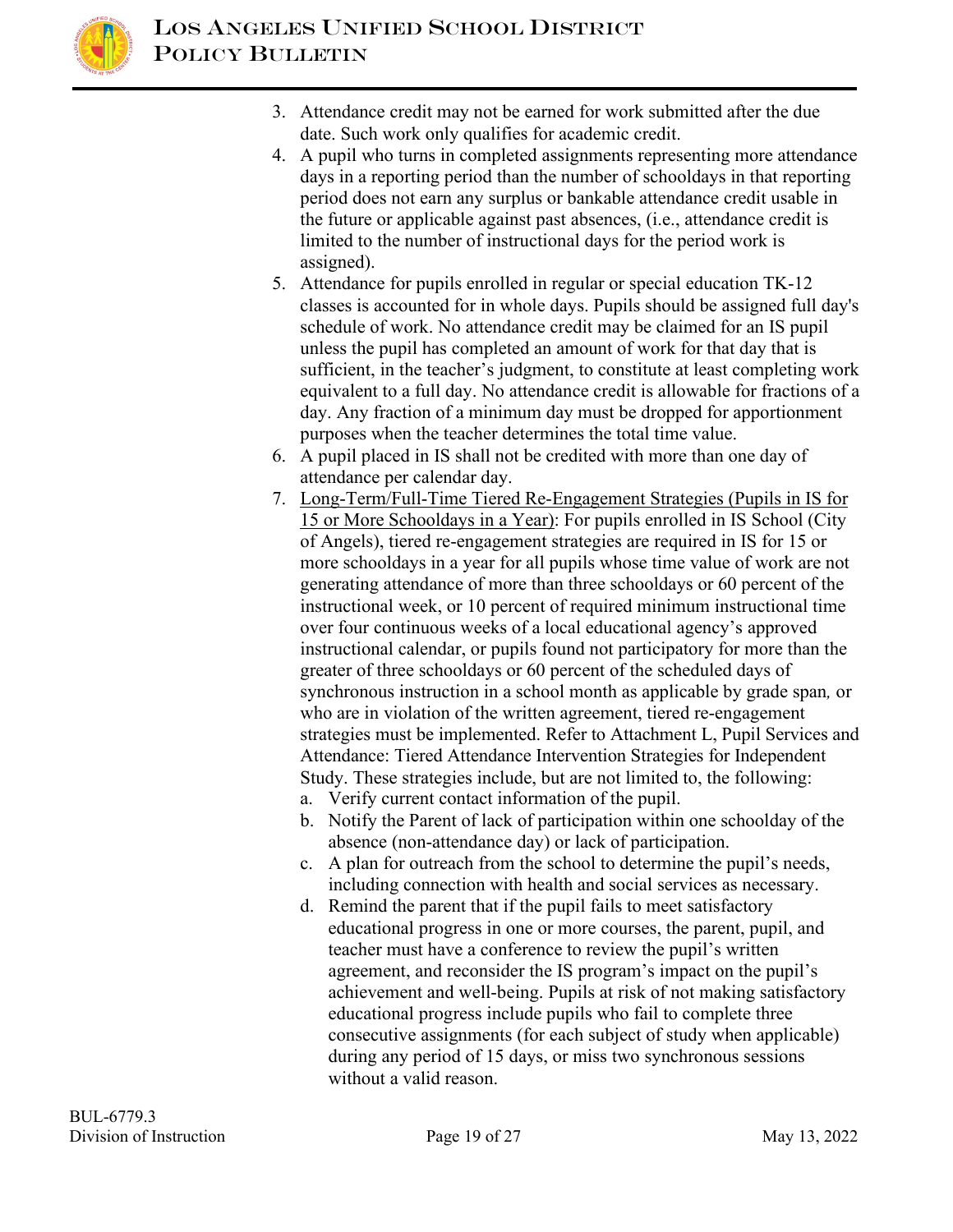3. Attendance credit may not be earned for work submitted after the due date. Such work only qualifies for academic credit.
4. A pupil who turns in completed assignments representing more attendance days in a reporting period than the number of schooldays in that reporting period does not earn any surplus or bankable attendance credit usable in the future or applicable against past absences, (i.e., attendance credit is limited to the number of instructional days for the period work is assigned).
5. Attendance for pupils enrolled in regular or special education TK-12 classes is accounted for in whole days. Pupils should be assigned full day's schedule of work. No attendance credit may be claimed for an IS pupil unless the pupil has completed an amount of work for that day that is sufficient, in the teacher's judgment, to constitute at least completing work equivalent to a full day. No attendance credit is allowable for fractions of a day. Any fraction of a minimum day must be dropped for apportionment purposes when the teacher determines the total time value.
6. A pupil placed in IS shall not be credited with more than one day of attendance per calendar day.
7. <u>Long-Term/Full-Time Tiered Re-Engagement Strategies (Pupils in IS for 15 or More Schooldays in a Year)</u>: For pupils enrolled in IS School (City of Angels), tiered re-engagement strategies are required in IS for 15 or more schooldays in a year for all pupils whose time value of work are not generating attendance of more than three schooldays or 60 percent of the instructional week, or 10 percent of required minimum instructional time over four continuous weeks of a local educational agency's approved instructional calendar, or pupils found not participatory for more than the greater of three schooldays or 60 percent of the scheduled days of synchronous instruction in a school month as applicable by grade span*,* or who are in violation of the written agreement, tiered re-engagement strategies must be implemented. Refer to Attachment L, Pupil Services and Attendance: Tiered Attendance Intervention Strategies for Independent Study. These strategies include, but are not limited to, the following:
   a. Verify current contact information of the pupil.
   b. Notify the Parent of lack of participation within one schoolday of the absence (non-attendance day) or lack of participation.
   c. A plan for outreach from the school to determine the pupil's needs, including connection with health and social services as necessary.
   d. Remind the parent that if the pupil fails to meet satisfactory educational progress in one or more courses, the parent, pupil, and teacher must have a conference to review the pupil's written agreement, and reconsider the IS program's impact on the pupil's achievement and well-being. Pupils at risk of not making satisfactory educational progress include pupils who fail to complete three consecutive assignments (for each subject of study when applicable) during any period of 15 days, or miss two synchronous sessions without a valid reason.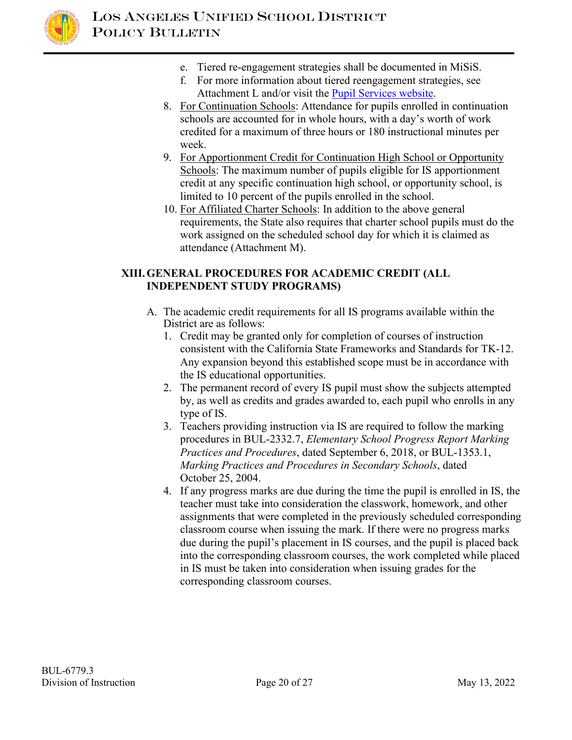e. Tiered re-engagement strategies shall be documented in MiSiS.
f. For more information about tiered reengagement strategies, see Attachment L and/or visit the [Pupil Services website](#).

8. <u>For Continuation Schools</u>: Attendance for pupils enrolled in continuation schools are accounted for in whole hours, with a day's worth of work credited for a maximum of three hours or 180 instructional minutes per week.
9. <u>For Apportionment Credit for Continuation High School or Opportunity Schools</u>: The maximum number of pupils eligible for IS apportionment credit at any specific continuation high school, or opportunity school, is limited to 10 percent of the pupils enrolled in the school.
10. <u>For Affiliated Charter Schools</u>: In addition to the above general requirements, the State also requires that charter school pupils must do the work assigned on the scheduled school day for which it is claimed as attendance (Attachment M).

## XIII. GENERAL PROCEDURES FOR ACADEMIC CREDIT (ALL INDEPENDENT STUDY PROGRAMS)

A. The academic credit requirements for all IS programs available within the District are as follows:

1. Credit may be granted only for completion of courses of instruction consistent with the California State Frameworks and Standards for TK-12. Any expansion beyond this established scope must be in accordance with the IS educational opportunities.
2. The permanent record of every IS pupil must show the subjects attempted by, as well as credits and grades awarded to, each pupil who enrolls in any type of IS.
3. Teachers providing instruction via IS are required to follow the marking procedures in BUL-2332.7, *Elementary School Progress Report Marking Practices and Procedures*, dated September 6, 2018, or BUL-1353.1, *Marking Practices and Procedures in Secondary Schools*, dated October 25, 2004.
4. If any progress marks are due during the time the pupil is enrolled in IS, the teacher must take into consideration the classwork, homework, and other assignments that were completed in the previously scheduled corresponding classroom course when issuing the mark. If there were no progress marks due during the pupil's placement in IS courses, and the pupil is placed back into the corresponding classroom courses, the work completed while placed in IS must be taken into consideration when issuing grades for the corresponding classroom courses.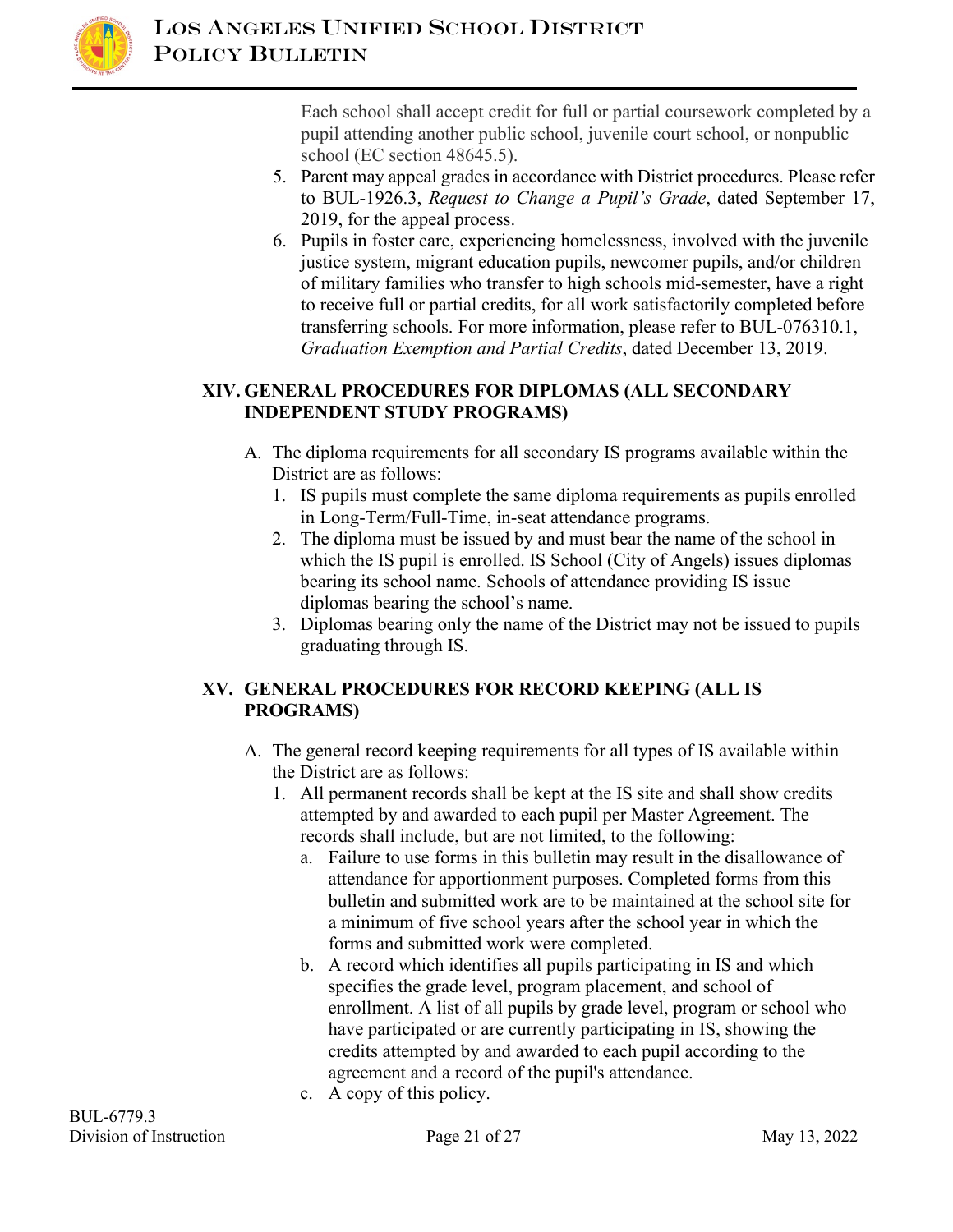Each school shall accept credit for full or partial coursework completed by a pupil attending another public school, juvenile court school, or nonpublic school (EC section 48645.5).

5. Parent may appeal grades in accordance with District procedures. Please refer to BUL-1926.3, *Request to Change a Pupil's Grade*, dated September 17, 2019, for the appeal process.
6. Pupils in foster care, experiencing homelessness, involved with the juvenile justice system, migrant education pupils, newcomer pupils, and/or children of military families who transfer to high schools mid-semester, have a right to receive full or partial credits, for all work satisfactorily completed before transferring schools. For more information, please refer to BUL-076310.1, *Graduation Exemption and Partial Credits*, dated December 13, 2019.

## XIV. GENERAL PROCEDURES FOR DIPLOMAS (ALL SECONDARY INDEPENDENT STUDY PROGRAMS)

A. The diploma requirements for all secondary IS programs available within the District are as follows:
   1. IS pupils must complete the same diploma requirements as pupils enrolled in Long-Term/Full-Time, in-seat attendance programs.
   2. The diploma must be issued by and must bear the name of the school in which the IS pupil is enrolled. IS School (City of Angels) issues diplomas bearing its school name. Schools of attendance providing IS issue diplomas bearing the school's name.
   3. Diplomas bearing only the name of the District may not be issued to pupils graduating through IS.

## XV. GENERAL PROCEDURES FOR RECORD KEEPING (ALL IS PROGRAMS)

A. The general record keeping requirements for all types of IS available within the District are as follows:
   1. All permanent records shall be kept at the IS site and shall show credits attempted by and awarded to each pupil per Master Agreement. The records shall include, but are not limited, to the following:
      a. Failure to use forms in this bulletin may result in the disallowance of attendance for apportionment purposes. Completed forms from this bulletin and submitted work are to be maintained at the school site for a minimum of five school years after the school year in which the forms and submitted work were completed.
      b. A record which identifies all pupils participating in IS and which specifies the grade level, program placement, and school of enrollment. A list of all pupils by grade level, program or school who have participated or are currently participating in IS, showing the credits attempted by and awarded to each pupil according to the agreement and a record of the pupil's attendance.
      c. A copy of this policy.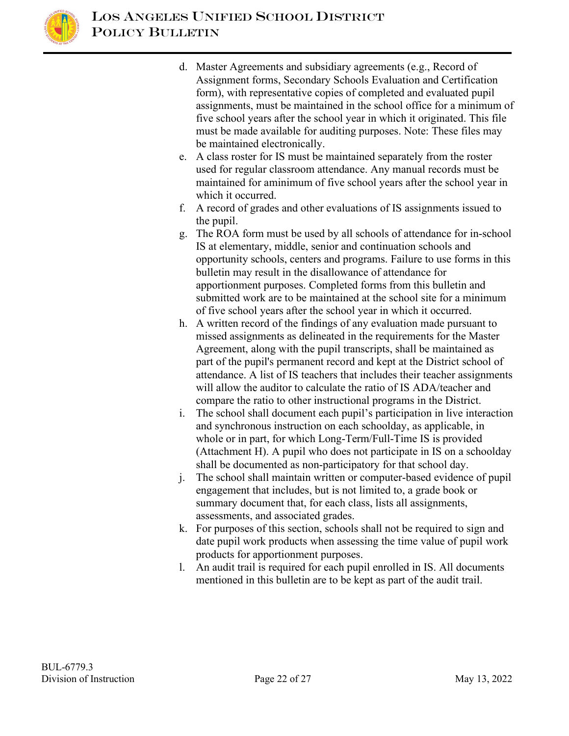d. Master Agreements and subsidiary agreements (e.g., Record of Assignment forms, Secondary Schools Evaluation and Certification form), with representative copies of completed and evaluated pupil assignments, must be maintained in the school office for a minimum of five school years after the school year in which it originated. This file must be made available for auditing purposes. Note: These files may be maintained electronically.

e. A class roster for IS must be maintained separately from the roster used for regular classroom attendance. Any manual records must be maintained for aminimum of five school years after the school year in which it occurred.

f. A record of grades and other evaluations of IS assignments issued to the pupil.

g. The ROA form must be used by all schools of attendance for in-school IS at elementary, middle, senior and continuation schools and opportunity schools, centers and programs. Failure to use forms in this bulletin may result in the disallowance of attendance for apportionment purposes. Completed forms from this bulletin and submitted work are to be maintained at the school site for a minimum of five school years after the school year in which it occurred.

h. A written record of the findings of any evaluation made pursuant to missed assignments as delineated in the requirements for the Master Agreement, along with the pupil transcripts, shall be maintained as part of the pupil's permanent record and kept at the District school of attendance. A list of IS teachers that includes their teacher assignments will allow the auditor to calculate the ratio of IS ADA/teacher and compare the ratio to other instructional programs in the District.

i. The school shall document each pupil's participation in live interaction and synchronous instruction on each schoolday, as applicable, in whole or in part, for which Long-Term/Full-Time IS is provided (Attachment H). A pupil who does not participate in IS on a schoolday shall be documented as non-participatory for that school day.

j. The school shall maintain written or computer-based evidence of pupil engagement that includes, but is not limited to, a grade book or summary document that, for each class, lists all assignments, assessments, and associated grades.

k. For purposes of this section, schools shall not be required to sign and date pupil work products when assessing the time value of pupil work products for apportionment purposes.

l. An audit trail is required for each pupil enrolled in IS. All documents mentioned in this bulletin are to be kept as part of the audit trail.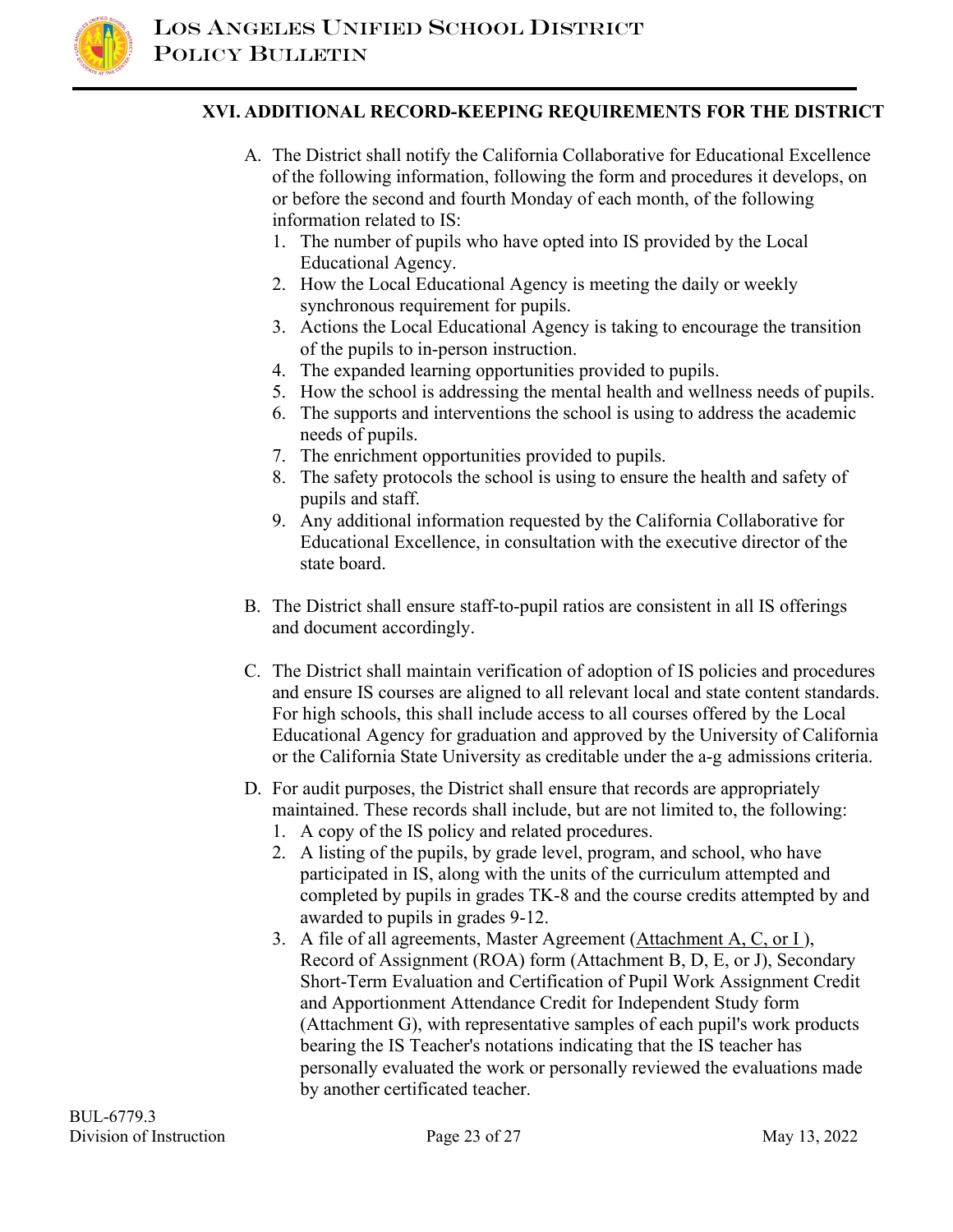## XVI. ADDITIONAL RECORD-KEEPING REQUIREMENTS FOR THE DISTRICT

A. The District shall notify the California Collaborative for Educational Excellence of the following information, following the form and procedures it develops, on or before the second and fourth Monday of each month, of the following information related to IS:
   1. The number of pupils who have opted into IS provided by the Local Educational Agency.
   2. How the Local Educational Agency is meeting the daily or weekly synchronous requirement for pupils.
   3. Actions the Local Educational Agency is taking to encourage the transition of the pupils to in-person instruction.
   4. The expanded learning opportunities provided to pupils.
   5. How the school is addressing the mental health and wellness needs of pupils.
   6. The supports and interventions the school is using to address the academic needs of pupils.
   7. The enrichment opportunities provided to pupils.
   8. The safety protocols the school is using to ensure the health and safety of pupils and staff.
   9. Any additional information requested by the California Collaborative for Educational Excellence, in consultation with the executive director of the state board.

B. The District shall ensure staff-to-pupil ratios are consistent in all IS offerings and document accordingly.

C. The District shall maintain verification of adoption of IS policies and procedures and ensure IS courses are aligned to all relevant local and state content standards. For high schools, this shall include access to all courses offered by the Local Educational Agency for graduation and approved by the University of California or the California State University as creditable under the a-g admissions criteria.

D. For audit purposes, the District shall ensure that records are appropriately maintained. These records shall include, but are not limited to, the following:
   1. A copy of the IS policy and related procedures.
   2. A listing of the pupils, by grade level, program, and school, who have participated in IS, along with the units of the curriculum attempted and completed by pupils in grades TK-8 and the course credits attempted by and awarded to pupils in grades 9-12.
   3. A file of all agreements, Master Agreement (Attachment A, C, or I ), Record of Assignment (ROA) form (Attachment B, D, E, or J), Secondary Short-Term Evaluation and Certification of Pupil Work Assignment Credit and Apportionment Attendance Credit for Independent Study form (Attachment G), with representative samples of each pupil's work products bearing the IS Teacher's notations indicating that the IS teacher has personally evaluated the work or personally reviewed the evaluations made by another certificated teacher.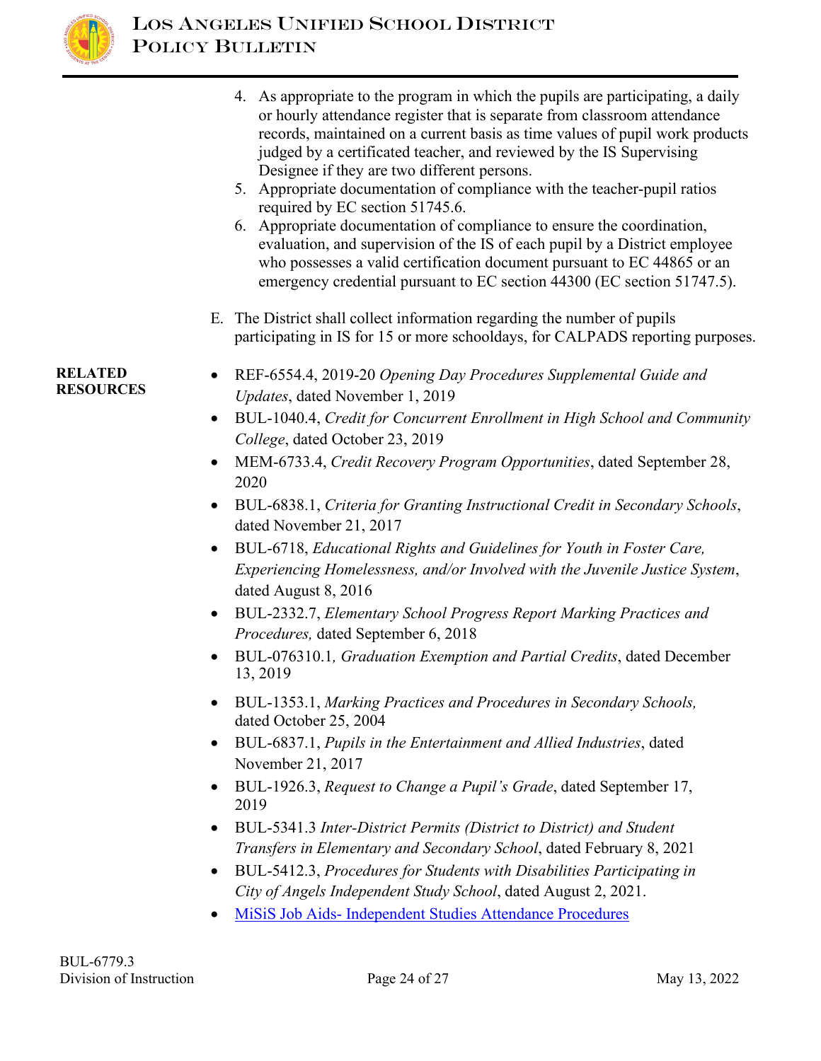4. As appropriate to the program in which the pupils are participating, a daily or hourly attendance register that is separate from classroom attendance records, maintained on a current basis as time values of pupil work products judged by a certificated teacher, and reviewed by the IS Supervising Designee if they are two different persons.
5. Appropriate documentation of compliance with the teacher-pupil ratios required by EC section 51745.6.
6. Appropriate documentation of compliance to ensure the coordination, evaluation, and supervision of the IS of each pupil by a District employee who possesses a valid certification document pursuant to EC 44865 or an emergency credential pursuant to EC section 44300 (EC section 51747.5).

E. The District shall collect information regarding the number of pupils participating in IS for 15 or more schooldays, for CALPADS reporting purposes.

**RELATED RESOURCES**

- REF-6554.4, 2019-20 *Opening Day Procedures Supplemental Guide and Updates*, dated November 1, 2019
- BUL-1040.4, *Credit for Concurrent Enrollment in High School and Community College*, dated October 23, 2019
- MEM-6733.4, *Credit Recovery Program Opportunities*, dated September 28, 2020
- BUL-6838.1, *Criteria for Granting Instructional Credit in Secondary Schools*, dated November 21, 2017
- BUL-6718, *Educational Rights and Guidelines for Youth in Foster Care, Experiencing Homelessness, and/or Involved with the Juvenile Justice System*, dated August 8, 2016
- BUL-2332.7, *Elementary School Progress Report Marking Practices and Procedures,* dated September 6, 2018
- BUL-076310.1*, Graduation Exemption and Partial Credits*, dated December 13, 2019
- BUL-1353.1, *Marking Practices and Procedures in Secondary Schools,* dated October 25, 2004
- BUL-6837.1, *Pupils in the Entertainment and Allied Industries*, dated November 21, 2017
- BUL-1926.3, *Request to Change a Pupil's Grade*, dated September 17, 2019
- BUL-5341.3 *Inter-District Permits (District to District) and Student Transfers in Elementary and Secondary School*, dated February 8, 2021
- BUL-5412.3, *Procedures for Students with Disabilities Participating in City of Angels Independent Study School*, dated August 2, 2021.
- MiSiS Job Aids- Independent Studies Attendance Procedures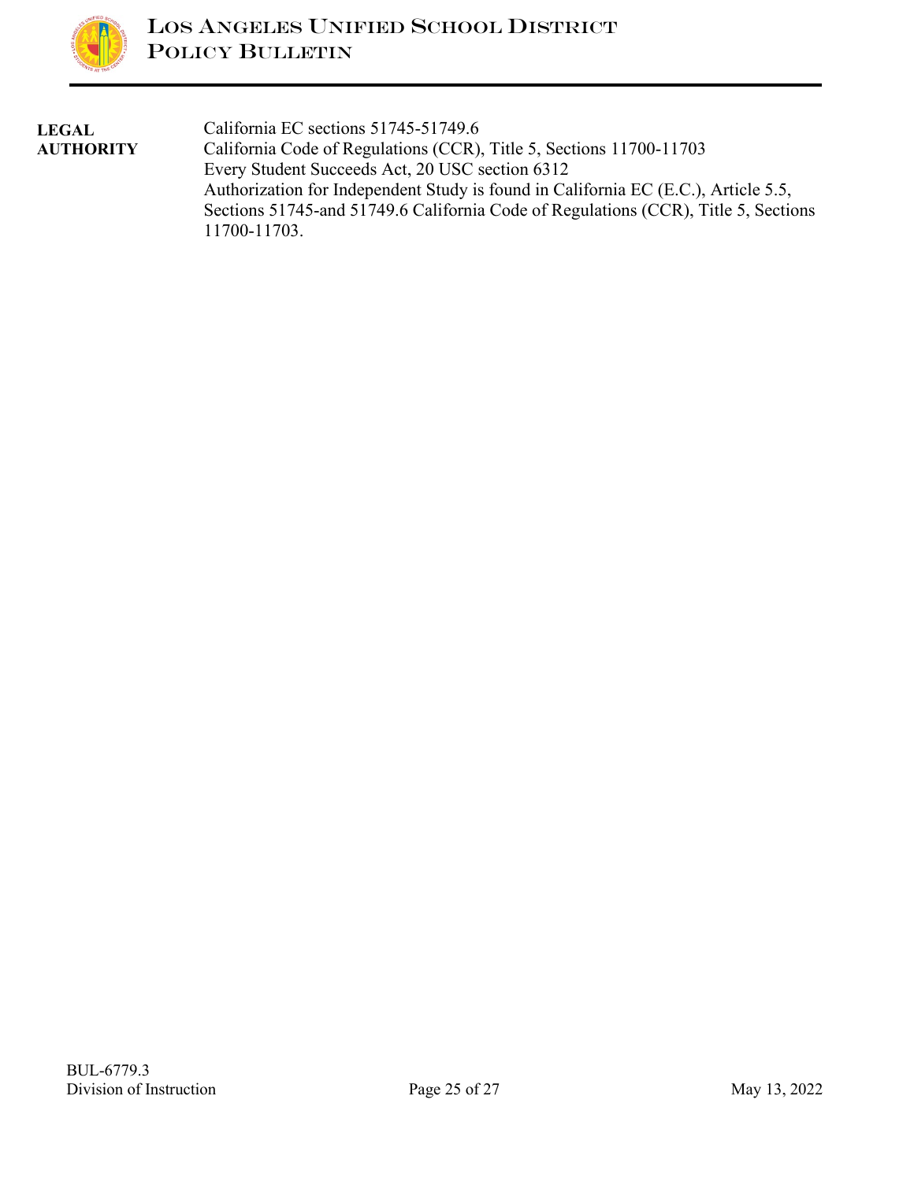**LEGAL AUTHORITY**

California EC sections 51745-51749.6
California Code of Regulations (CCR), Title 5, Sections 11700-11703
Every Student Succeeds Act, 20 USC section 6312
Authorization for Independent Study is found in California EC (E.C.), Article 5.5, Sections 51745-and 51749.6 California Code of Regulations (CCR), Title 5, Sections 11700-11703.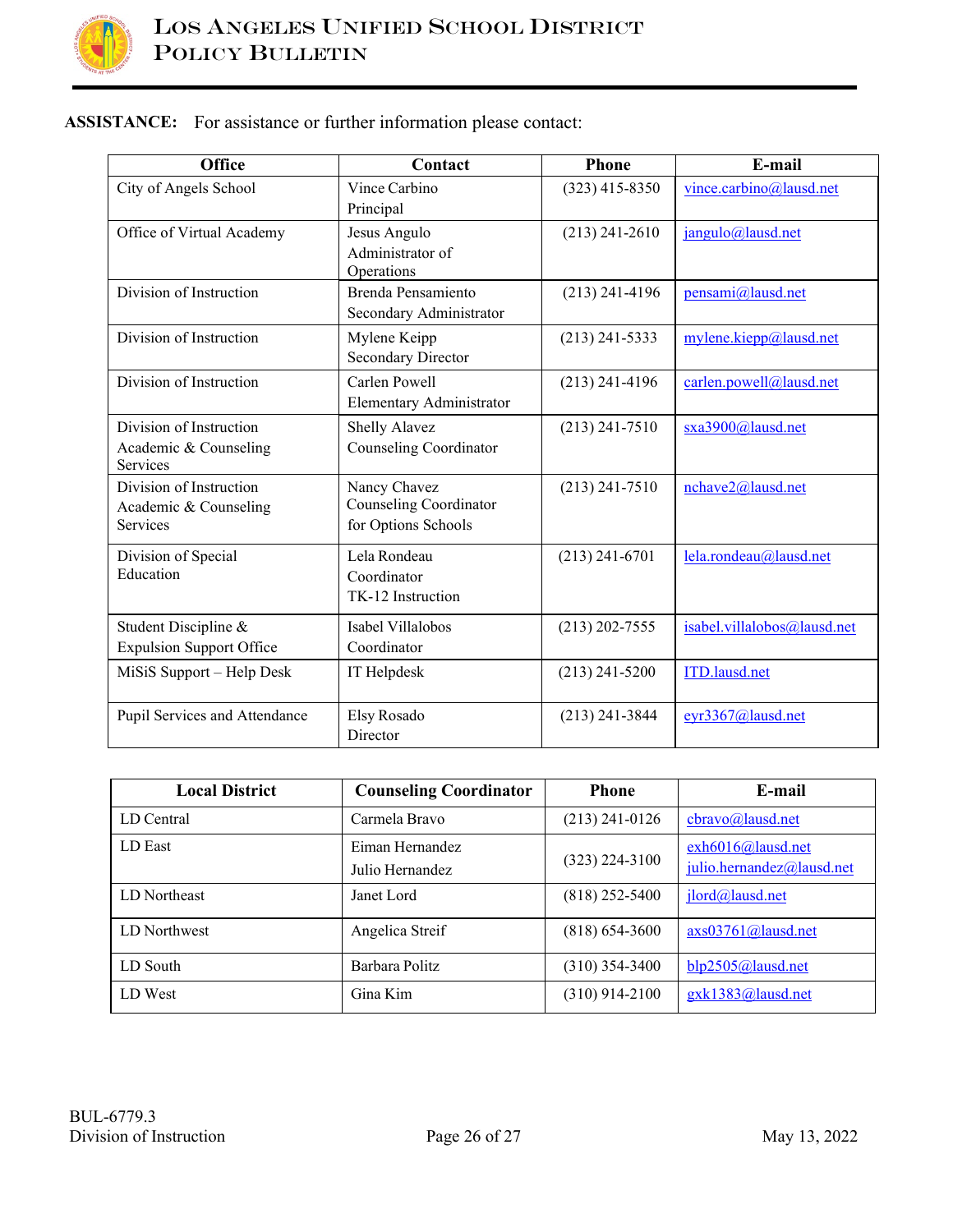**ASSISTANCE:** For assistance or further information please contact:

| Office | Contact | Phone | E-mail |
|---|---|---|---|
| City of Angels School | Vince Carbino<br>Principal | (323) 415-8350 | vince.carbino@lausd.net |
| Office of Virtual Academy | Jesus Angulo<br>Administrator of Operations | (213) 241-2610 | jangulo@lausd.net |
| Division of Instruction | Brenda Pensamiento<br>Secondary Administrator | (213) 241-4196 | pensami@lausd.net |
| Division of Instruction | Mylene Keipp<br>Secondary Director | (213) 241-5333 | mylene.kiepp@lausd.net |
| Division of Instruction | Carlen Powell<br>Elementary Administrator | (213) 241-4196 | carlen.powell@lausd.net |
| Division of Instruction<br>Academic & Counseling Services | Shelly Alavez<br>Counseling Coordinator | (213) 241-7510 | sxa3900@lausd.net |
| Division of Instruction<br>Academic & Counseling Services | Nancy Chavez<br>Counseling Coordinator for Options Schools | (213) 241-7510 | nchave2@lausd.net |
| Division of Special Education | Lela Rondeau<br>Coordinator<br>TK-12 Instruction | (213) 241-6701 | lela.rondeau@lausd.net |
| Student Discipline & Expulsion Support Office | Isabel Villalobos<br>Coordinator | (213) 202-7555 | isabel.villalobos@lausd.net |
| MiSiS Support – Help Desk | IT Helpdesk | (213) 241-5200 | ITD.lausd.net |
| Pupil Services and Attendance | Elsy Rosado<br>Director | (213) 241-3844 | eyr3367@lausd.net |

| Local District | Counseling Coordinator | Phone | E-mail |
|---|---|---|---|
| LD Central | Carmela Bravo | (213) 241-0126 | cbravo@lausd.net |
| LD East | Eiman Hernandez<br>Julio Hernandez | (323) 224-3100 | exh6016@lausd.net<br>julio.hernandez@lausd.net |
| LD Northeast | Janet Lord | (818) 252-5400 | jlord@lausd.net |
| LD Northwest | Angelica Streif | (818) 654-3600 | axs03761@lausd.net |
| LD South | Barbara Politz | (310) 354-3400 | blp2505@lausd.net |
| LD West | Gina Kim | (310) 914-2100 | gxk1383@lausd.net |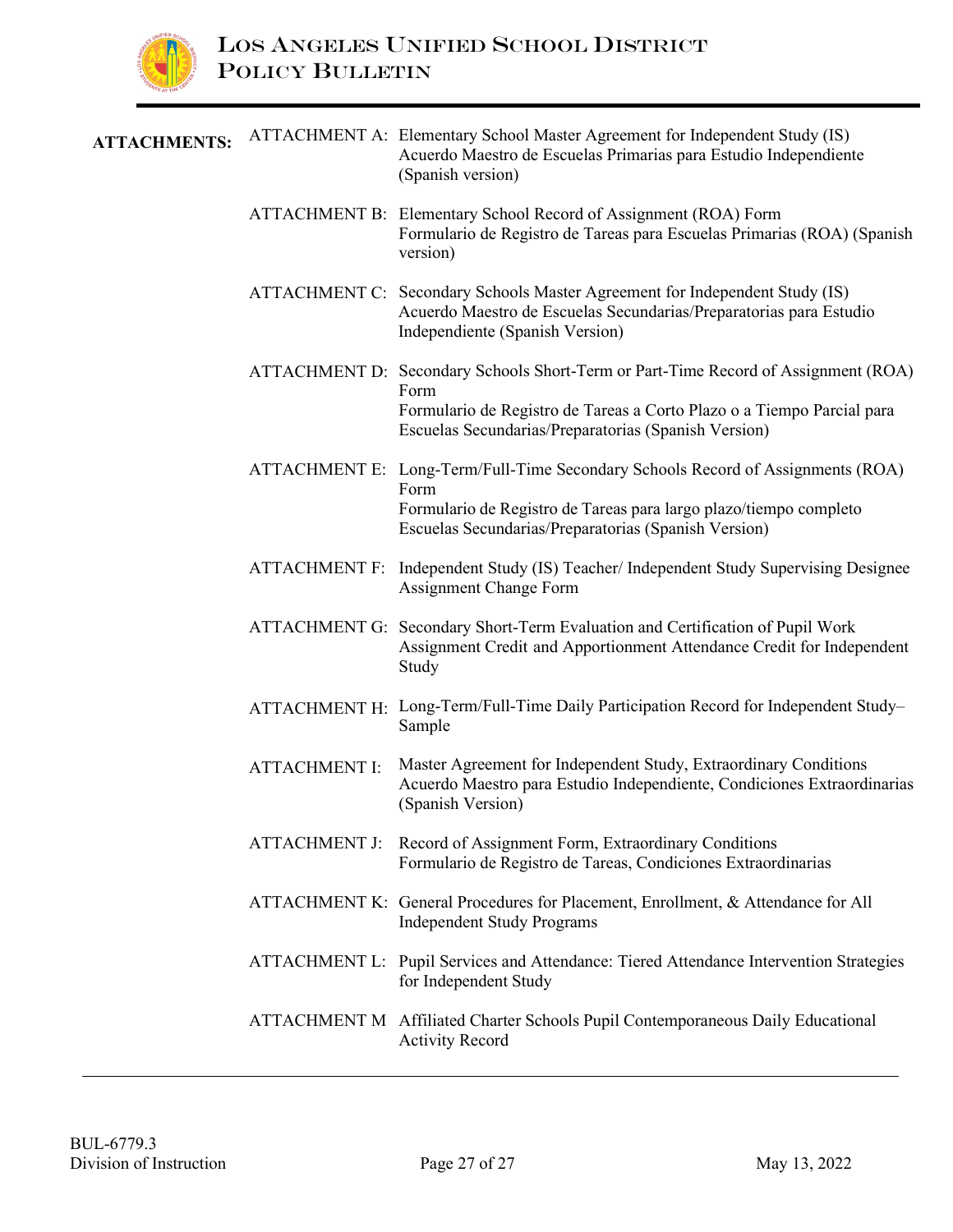**ATTACHMENTS:**

ATTACHMENT A: Elementary School Master Agreement for Independent Study (IS)
Acuerdo Maestro de Escuelas Primarias para Estudio Independiente (Spanish version)

ATTACHMENT B: Elementary School Record of Assignment (ROA) Form
Formulario de Registro de Tareas para Escuelas Primarias (ROA) (Spanish version)

ATTACHMENT C: Secondary Schools Master Agreement for Independent Study (IS)
Acuerdo Maestro de Escuelas Secundarias/Preparatorias para Estudio Independiente (Spanish Version)

ATTACHMENT D: Secondary Schools Short-Term or Part-Time Record of Assignment (ROA) Form
Formulario de Registro de Tareas a Corto Plazo o a Tiempo Parcial para Escuelas Secundarias/Preparatorias (Spanish Version)

ATTACHMENT E: Long-Term/Full-Time Secondary Schools Record of Assignments (ROA) Form
Formulario de Registro de Tareas para largo plazo/tiempo completo Escuelas Secundarias/Preparatorias (Spanish Version)

ATTACHMENT F: Independent Study (IS) Teacher/ Independent Study Supervising Designee Assignment Change Form

ATTACHMENT G: Secondary Short-Term Evaluation and Certification of Pupil Work Assignment Credit and Apportionment Attendance Credit for Independent Study

ATTACHMENT H: Long-Term/Full-Time Daily Participation Record for Independent Study–Sample

ATTACHMENT I: Master Agreement for Independent Study, Extraordinary Conditions
Acuerdo Maestro para Estudio Independiente, Condiciones Extraordinarias (Spanish Version)

ATTACHMENT J: Record of Assignment Form, Extraordinary Conditions
Formulario de Registro de Tareas, Condiciones Extraordinarias

ATTACHMENT K: General Procedures for Placement, Enrollment, & Attendance for All Independent Study Programs

ATTACHMENT L: Pupil Services and Attendance: Tiered Attendance Intervention Strategies for Independent Study

ATTACHMENT M Affiliated Charter Schools Pupil Contemporaneous Daily Educational Activity Record